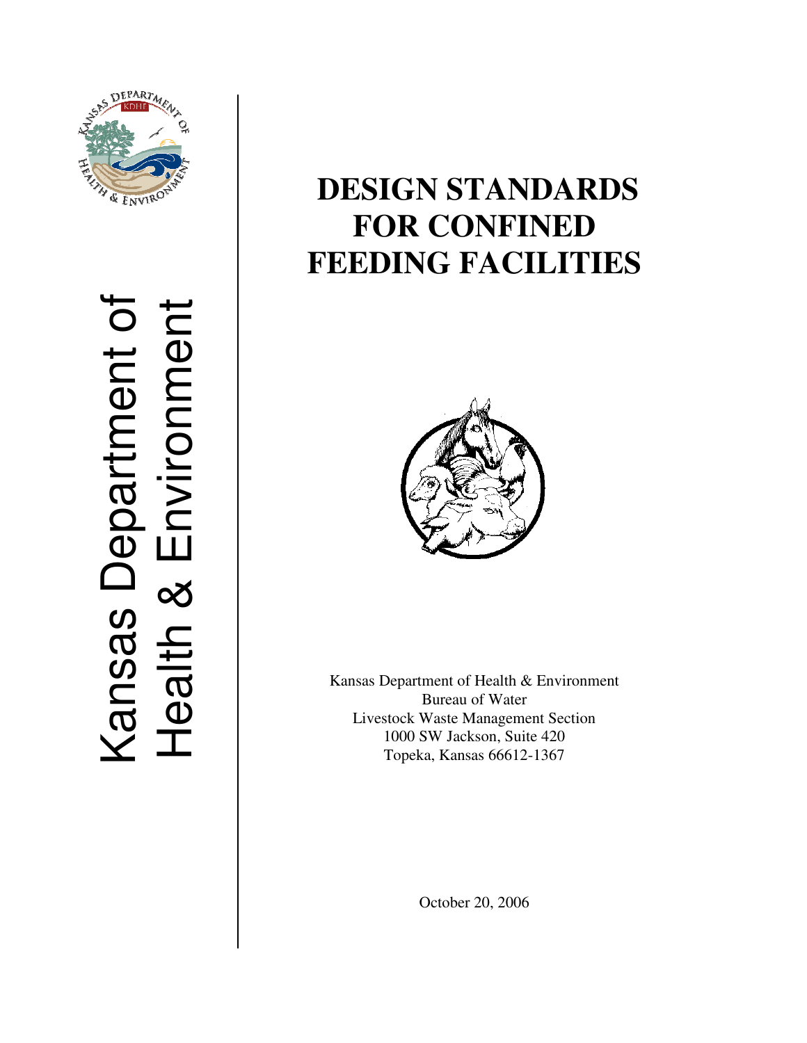Kansas Department of Health & Environment

# DESIGN STANDARDS FOR CONFINED FEEDING FACILITIES

Kansas Department of Health & Environment
Bureau of Water
Livestock Waste Management Section
1000 SW Jackson, Suite 420
Topeka, Kansas 66612-1367

October 20, 2006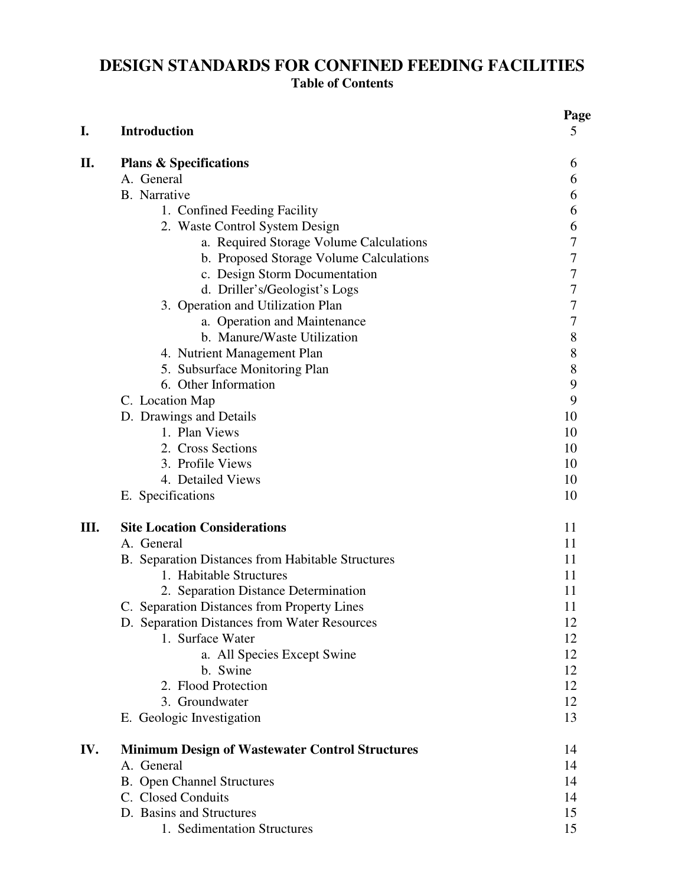# DESIGN STANDARDS FOR CONFINED FEEDING FACILITIES

## Table of Contents

| | | Page |
|---|---|---|
| **I.** | **Introduction** | 5 |
| **II.** | **Plans & Specifications** | 6 |
| | A. General | 6 |
| | B. Narrative | 6 |
| | 1. Confined Feeding Facility | 6 |
| | 2. Waste Control System Design | 6 |
| | a. Required Storage Volume Calculations | 7 |
| | b. Proposed Storage Volume Calculations | 7 |
| | c. Design Storm Documentation | 7 |
| | d. Driller's/Geologist's Logs | 7 |
| | 3. Operation and Utilization Plan | 7 |
| | a. Operation and Maintenance | 7 |
| | b. Manure/Waste Utilization | 8 |
| | 4. Nutrient Management Plan | 8 |
| | 5. Subsurface Monitoring Plan | 8 |
| | 6. Other Information | 9 |
| | C. Location Map | 9 |
| | D. Drawings and Details | 10 |
| | 1. Plan Views | 10 |
| | 2. Cross Sections | 10 |
| | 3. Profile Views | 10 |
| | 4. Detailed Views | 10 |
| | E. Specifications | 10 |
| **III.** | **Site Location Considerations** | 11 |
| | A. General | 11 |
| | B. Separation Distances from Habitable Structures | 11 |
| | 1. Habitable Structures | 11 |
| | 2. Separation Distance Determination | 11 |
| | C. Separation Distances from Property Lines | 11 |
| | D. Separation Distances from Water Resources | 12 |
| | 1. Surface Water | 12 |
| | a. All Species Except Swine | 12 |
| | b. Swine | 12 |
| | 2. Flood Protection | 12 |
| | 3. Groundwater | 12 |
| | E. Geologic Investigation | 13 |
| **IV.** | **Minimum Design of Wastewater Control Structures** | 14 |
| | A. General | 14 |
| | B. Open Channel Structures | 14 |
| | C. Closed Conduits | 14 |
| | D. Basins and Structures | 15 |
| | 1. Sedimentation Structures | 15 |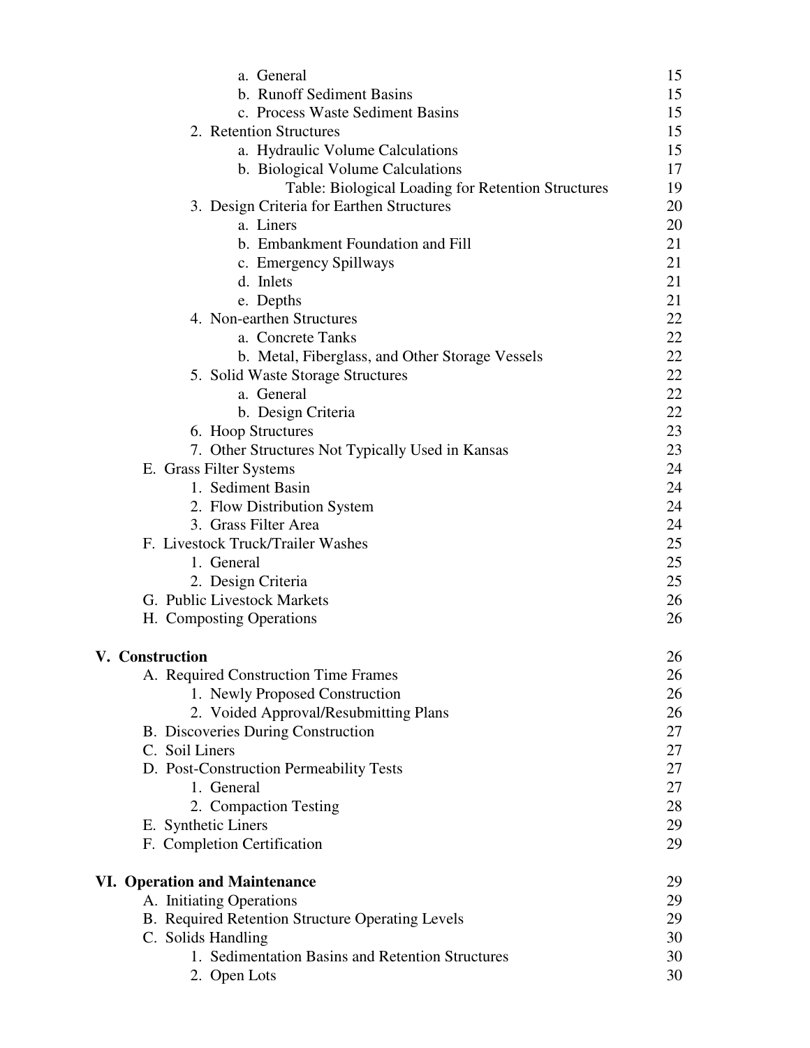- a. General 15
- b. Runoff Sediment Basins 15
- c. Process Waste Sediment Basins 15
- 2. Retention Structures 15
  - a. Hydraulic Volume Calculations 15
  - b. Biological Volume Calculations 17
    - Table: Biological Loading for Retention Structures 19
- 3. Design Criteria for Earthen Structures 20
  - a. Liners 20
  - b. Embankment Foundation and Fill 21
  - c. Emergency Spillways 21
  - d. Inlets 21
  - e. Depths 21
- 4. Non-earthen Structures 22
  - a. Concrete Tanks 22
  - b. Metal, Fiberglass, and Other Storage Vessels 22
- 5. Solid Waste Storage Structures 22
  - a. General 22
  - b. Design Criteria 22
- 6. Hoop Structures 23
- 7. Other Structures Not Typically Used in Kansas 23

E. Grass Filter Systems 24
- 1. Sediment Basin 24
- 2. Flow Distribution System 24
- 3. Grass Filter Area 24

F. Livestock Truck/Trailer Washes 25
- 1. General 25
- 2. Design Criteria 25

G. Public Livestock Markets 26

H. Composting Operations 26

**V. Construction** 26

A. Required Construction Time Frames 26
- 1. Newly Proposed Construction 26
- 2. Voided Approval/Resubmitting Plans 26

B. Discoveries During Construction 27

C. Soil Liners 27

D. Post-Construction Permeability Tests 27
- 1. General 27
- 2. Compaction Testing 28

E. Synthetic Liners 29

F. Completion Certification 29

**VI. Operation and Maintenance** 29

A. Initiating Operations 29

B. Required Retention Structure Operating Levels 29

C. Solids Handling 30
- 1. Sedimentation Basins and Retention Structures 30
- 2. Open Lots 30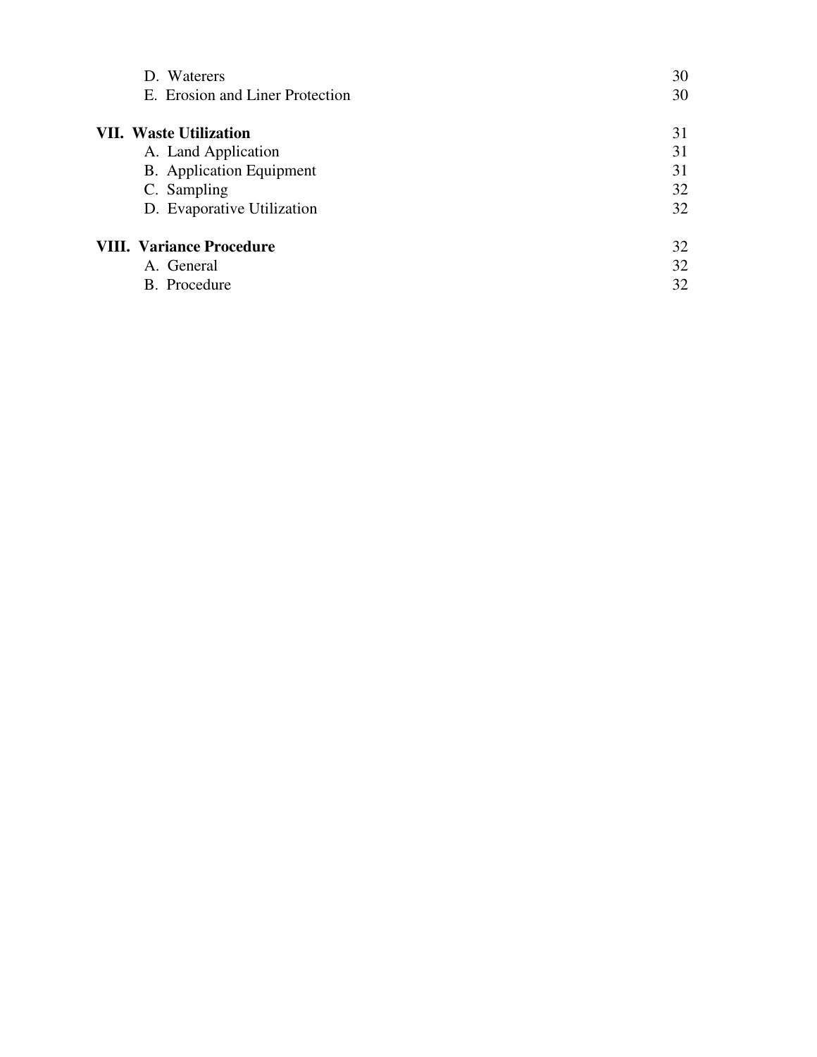| | |
|---|---|
| D. Waterers | 30 |
| E. Erosion and Liner Protection | 30 |
| **VII. Waste Utilization** | 31 |
| A. Land Application | 31 |
| B. Application Equipment | 31 |
| C. Sampling | 32 |
| D. Evaporative Utilization | 32 |
| **VIII. Variance Procedure** | 32 |
| A. General | 32 |
| B. Procedure | 32 |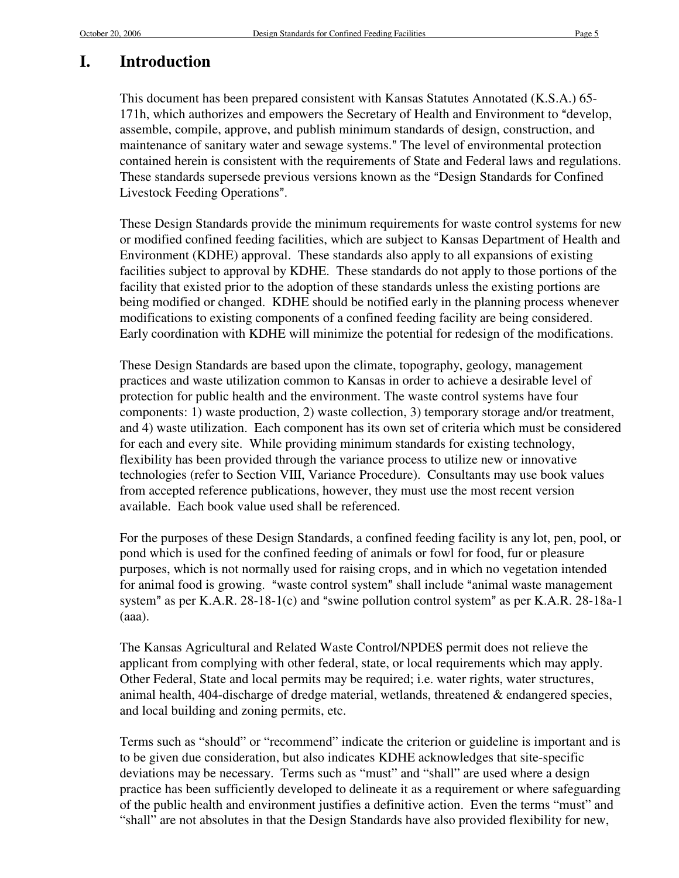# I. Introduction

This document has been prepared consistent with Kansas Statutes Annotated (K.S.A.) 65-171h, which authorizes and empowers the Secretary of Health and Environment to "develop, assemble, compile, approve, and publish minimum standards of design, construction, and maintenance of sanitary water and sewage systems." The level of environmental protection contained herein is consistent with the requirements of State and Federal laws and regulations. These standards supersede previous versions known as the "Design Standards for Confined Livestock Feeding Operations".

These Design Standards provide the minimum requirements for waste control systems for new or modified confined feeding facilities, which are subject to Kansas Department of Health and Environment (KDHE) approval. These standards also apply to all expansions of existing facilities subject to approval by KDHE. These standards do not apply to those portions of the facility that existed prior to the adoption of these standards unless the existing portions are being modified or changed. KDHE should be notified early in the planning process whenever modifications to existing components of a confined feeding facility are being considered. Early coordination with KDHE will minimize the potential for redesign of the modifications.

These Design Standards are based upon the climate, topography, geology, management practices and waste utilization common to Kansas in order to achieve a desirable level of protection for public health and the environment. The waste control systems have four components: 1) waste production, 2) waste collection, 3) temporary storage and/or treatment, and 4) waste utilization. Each component has its own set of criteria which must be considered for each and every site. While providing minimum standards for existing technology, flexibility has been provided through the variance process to utilize new or innovative technologies (refer to Section VIII, Variance Procedure). Consultants may use book values from accepted reference publications, however, they must use the most recent version available. Each book value used shall be referenced.

For the purposes of these Design Standards, a confined feeding facility is any lot, pen, pool, or pond which is used for the confined feeding of animals or fowl for food, fur or pleasure purposes, which is not normally used for raising crops, and in which no vegetation intended for animal food is growing. "waste control system" shall include "animal waste management system" as per K.A.R. 28-18-1(c) and "swine pollution control system" as per K.A.R. 28-18a-1 (aaa).

The Kansas Agricultural and Related Waste Control/NPDES permit does not relieve the applicant from complying with other federal, state, or local requirements which may apply. Other Federal, State and local permits may be required; i.e. water rights, water structures, animal health, 404-discharge of dredge material, wetlands, threatened & endangered species, and local building and zoning permits, etc.

Terms such as "should" or "recommend" indicate the criterion or guideline is important and is to be given due consideration, but also indicates KDHE acknowledges that site-specific deviations may be necessary. Terms such as "must" and "shall" are used where a design practice has been sufficiently developed to delineate it as a requirement or where safeguarding of the public health and environment justifies a definitive action. Even the terms "must" and "shall" are not absolutes in that the Design Standards have also provided flexibility for new,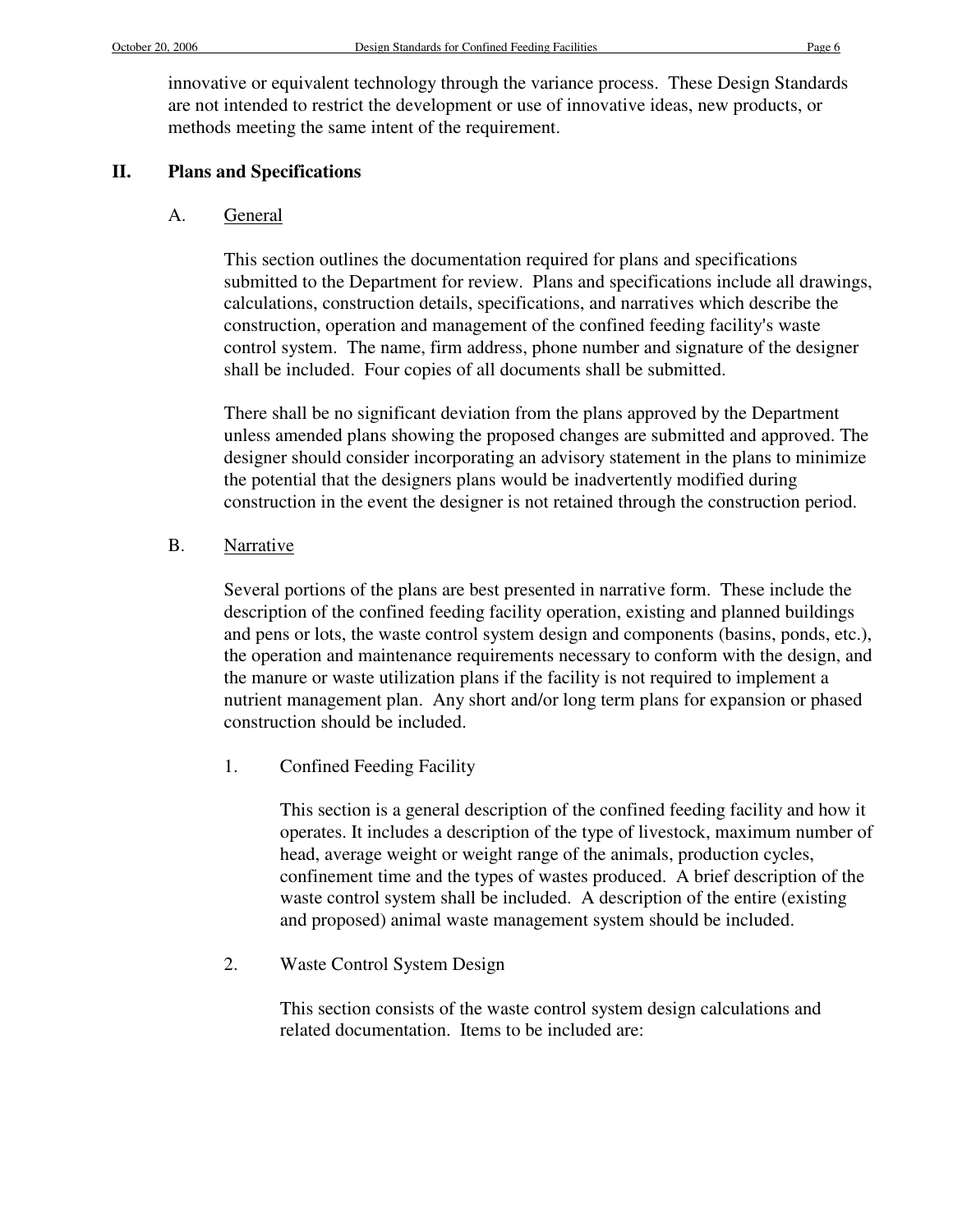innovative or equivalent technology through the variance process. These Design Standards are not intended to restrict the development or use of innovative ideas, new products, or methods meeting the same intent of the requirement.

## II. Plans and Specifications

### A. General

This section outlines the documentation required for plans and specifications submitted to the Department for review. Plans and specifications include all drawings, calculations, construction details, specifications, and narratives which describe the construction, operation and management of the confined feeding facility's waste control system. The name, firm address, phone number and signature of the designer shall be included. Four copies of all documents shall be submitted.

There shall be no significant deviation from the plans approved by the Department unless amended plans showing the proposed changes are submitted and approved. The designer should consider incorporating an advisory statement in the plans to minimize the potential that the designers plans would be inadvertently modified during construction in the event the designer is not retained through the construction period.

### B. Narrative

Several portions of the plans are best presented in narrative form. These include the description of the confined feeding facility operation, existing and planned buildings and pens or lots, the waste control system design and components (basins, ponds, etc.), the operation and maintenance requirements necessary to conform with the design, and the manure or waste utilization plans if the facility is not required to implement a nutrient management plan. Any short and/or long term plans for expansion or phased construction should be included.

1. Confined Feeding Facility

   This section is a general description of the confined feeding facility and how it operates. It includes a description of the type of livestock, maximum number of head, average weight or weight range of the animals, production cycles, confinement time and the types of wastes produced. A brief description of the waste control system shall be included. A description of the entire (existing and proposed) animal waste management system should be included.

2. Waste Control System Design

   This section consists of the waste control system design calculations and related documentation. Items to be included are: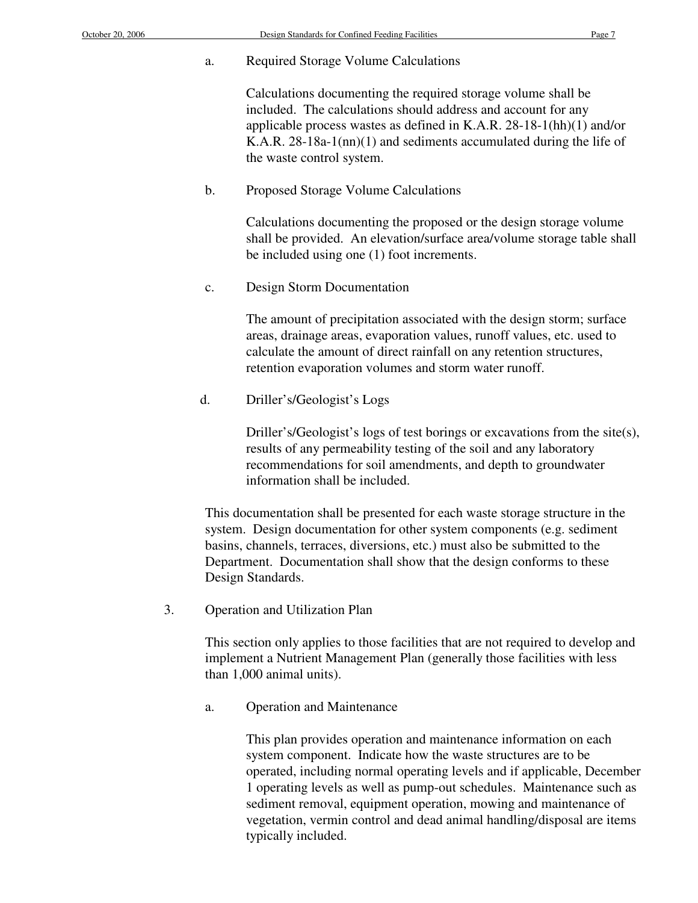a. Required Storage Volume Calculations

Calculations documenting the required storage volume shall be included. The calculations should address and account for any applicable process wastes as defined in K.A.R. 28-18-1(hh)(1) and/or K.A.R. 28-18a-1(nn)(1) and sediments accumulated during the life of the waste control system.

b. Proposed Storage Volume Calculations

Calculations documenting the proposed or the design storage volume shall be provided. An elevation/surface area/volume storage table shall be included using one (1) foot increments.

c. Design Storm Documentation

The amount of precipitation associated with the design storm; surface areas, drainage areas, evaporation values, runoff values, etc. used to calculate the amount of direct rainfall on any retention structures, retention evaporation volumes and storm water runoff.

d. Driller's/Geologist's Logs

Driller's/Geologist's logs of test borings or excavations from the site(s), results of any permeability testing of the soil and any laboratory recommendations for soil amendments, and depth to groundwater information shall be included.

This documentation shall be presented for each waste storage structure in the system. Design documentation for other system components (e.g. sediment basins, channels, terraces, diversions, etc.) must also be submitted to the Department. Documentation shall show that the design conforms to these Design Standards.

3. Operation and Utilization Plan

This section only applies to those facilities that are not required to develop and implement a Nutrient Management Plan (generally those facilities with less than 1,000 animal units).

a. Operation and Maintenance

This plan provides operation and maintenance information on each system component. Indicate how the waste structures are to be operated, including normal operating levels and if applicable, December 1 operating levels as well as pump-out schedules. Maintenance such as sediment removal, equipment operation, mowing and maintenance of vegetation, vermin control and dead animal handling/disposal are items typically included.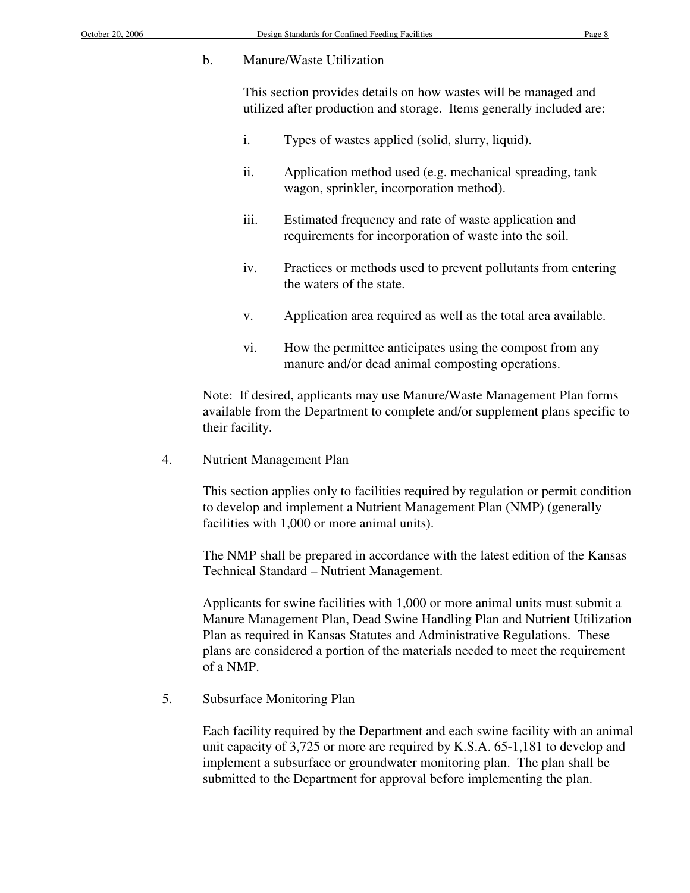b. Manure/Waste Utilization

This section provides details on how wastes will be managed and utilized after production and storage. Items generally included are:

i. Types of wastes applied (solid, slurry, liquid).

ii. Application method used (e.g. mechanical spreading, tank wagon, sprinkler, incorporation method).

iii. Estimated frequency and rate of waste application and requirements for incorporation of waste into the soil.

iv. Practices or methods used to prevent pollutants from entering the waters of the state.

v. Application area required as well as the total area available.

vi. How the permittee anticipates using the compost from any manure and/or dead animal composting operations.

Note: If desired, applicants may use Manure/Waste Management Plan forms available from the Department to complete and/or supplement plans specific to their facility.

4. Nutrient Management Plan

This section applies only to facilities required by regulation or permit condition to develop and implement a Nutrient Management Plan (NMP) (generally facilities with 1,000 or more animal units).

The NMP shall be prepared in accordance with the latest edition of the Kansas Technical Standard – Nutrient Management.

Applicants for swine facilities with 1,000 or more animal units must submit a Manure Management Plan, Dead Swine Handling Plan and Nutrient Utilization Plan as required in Kansas Statutes and Administrative Regulations. These plans are considered a portion of the materials needed to meet the requirement of a NMP.

5. Subsurface Monitoring Plan

Each facility required by the Department and each swine facility with an animal unit capacity of 3,725 or more are required by K.S.A. 65-1,181 to develop and implement a subsurface or groundwater monitoring plan. The plan shall be submitted to the Department for approval before implementing the plan.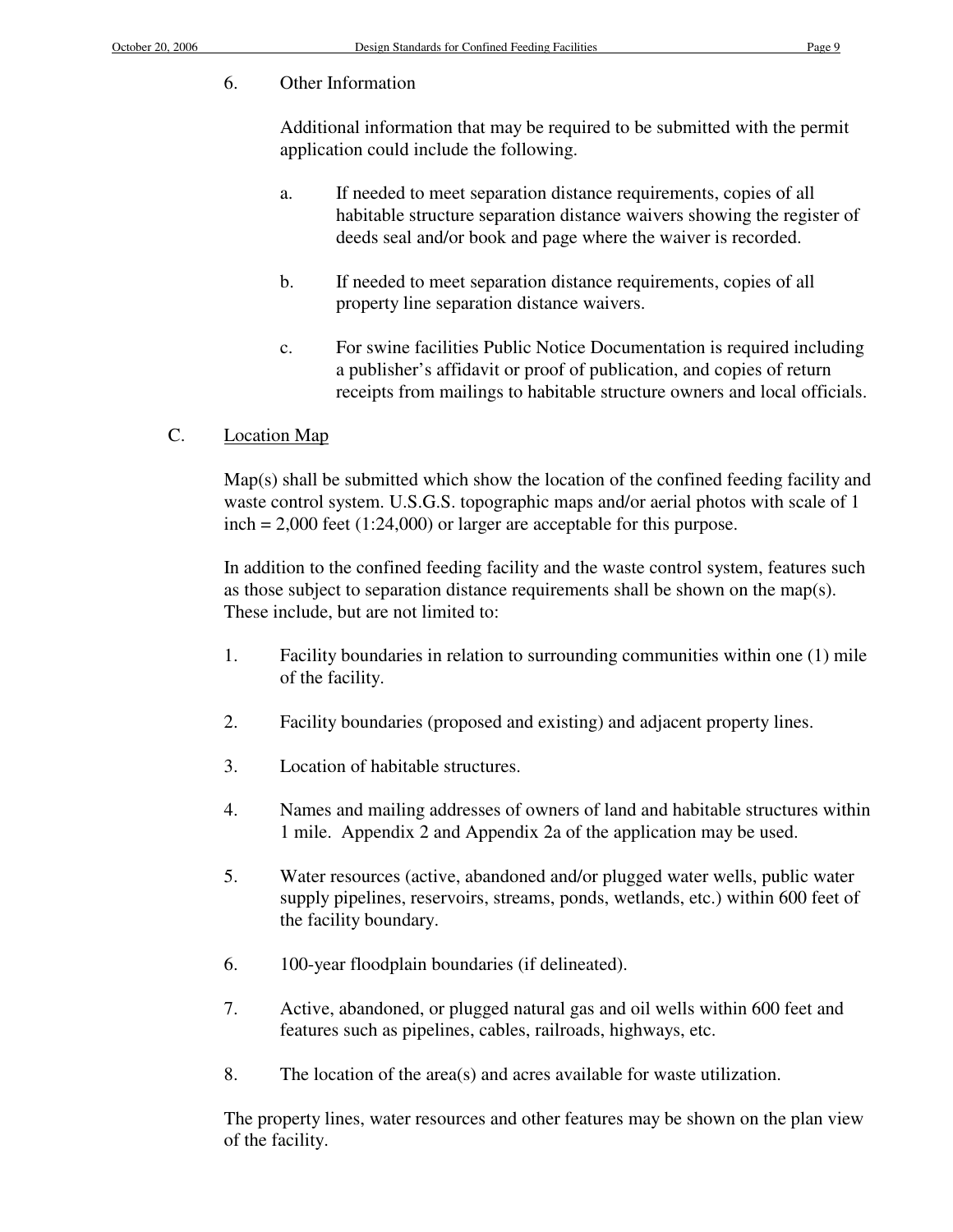6. Other Information

   Additional information that may be required to be submitted with the permit application could include the following.

   a. If needed to meet separation distance requirements, copies of all habitable structure separation distance waivers showing the register of deeds seal and/or book and page where the waiver is recorded.

   b. If needed to meet separation distance requirements, copies of all property line separation distance waivers.

   c. For swine facilities Public Notice Documentation is required including a publisher's affidavit or proof of publication, and copies of return receipts from mailings to habitable structure owners and local officials.

C. <u>Location Map</u>

Map(s) shall be submitted which show the location of the confined feeding facility and waste control system. U.S.G.S. topographic maps and/or aerial photos with scale of 1 inch = 2,000 feet (1:24,000) or larger are acceptable for this purpose.

In addition to the confined feeding facility and the waste control system, features such as those subject to separation distance requirements shall be shown on the map(s). These include, but are not limited to:

1. Facility boundaries in relation to surrounding communities within one (1) mile of the facility.

2. Facility boundaries (proposed and existing) and adjacent property lines.

3. Location of habitable structures.

4. Names and mailing addresses of owners of land and habitable structures within 1 mile. Appendix 2 and Appendix 2a of the application may be used.

5. Water resources (active, abandoned and/or plugged water wells, public water supply pipelines, reservoirs, streams, ponds, wetlands, etc.) within 600 feet of the facility boundary.

6. 100-year floodplain boundaries (if delineated).

7. Active, abandoned, or plugged natural gas and oil wells within 600 feet and features such as pipelines, cables, railroads, highways, etc.

8. The location of the area(s) and acres available for waste utilization.

The property lines, water resources and other features may be shown on the plan view of the facility.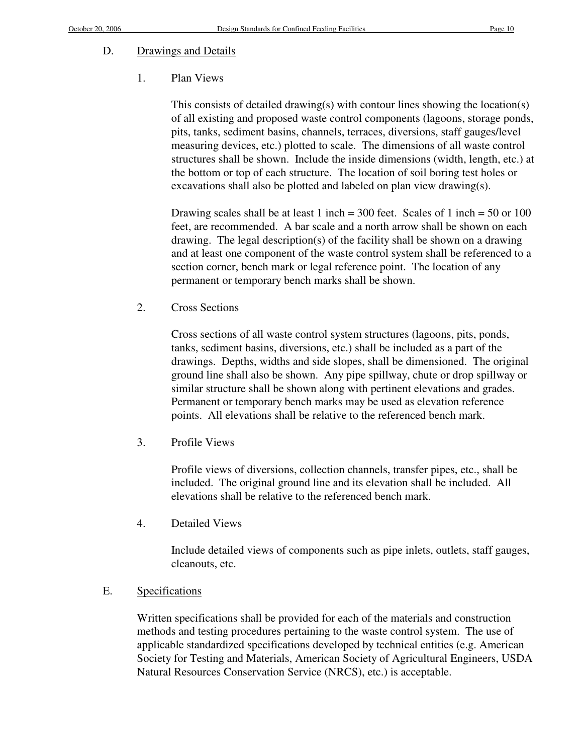### D. Drawings and Details

#### 1. Plan Views

This consists of detailed drawing(s) with contour lines showing the location(s) of all existing and proposed waste control components (lagoons, storage ponds, pits, tanks, sediment basins, channels, terraces, diversions, staff gauges/level measuring devices, etc.) plotted to scale. The dimensions of all waste control structures shall be shown. Include the inside dimensions (width, length, etc.) at the bottom or top of each structure. The location of soil boring test holes or excavations shall also be plotted and labeled on plan view drawing(s).

Drawing scales shall be at least 1 inch = 300 feet. Scales of 1 inch = 50 or 100 feet, are recommended. A bar scale and a north arrow shall be shown on each drawing. The legal description(s) of the facility shall be shown on a drawing and at least one component of the waste control system shall be referenced to a section corner, bench mark or legal reference point. The location of any permanent or temporary bench marks shall be shown.

#### 2. Cross Sections

Cross sections of all waste control system structures (lagoons, pits, ponds, tanks, sediment basins, diversions, etc.) shall be included as a part of the drawings. Depths, widths and side slopes, shall be dimensioned. The original ground line shall also be shown. Any pipe spillway, chute or drop spillway or similar structure shall be shown along with pertinent elevations and grades. Permanent or temporary bench marks may be used as elevation reference points. All elevations shall be relative to the referenced bench mark.

#### 3. Profile Views

Profile views of diversions, collection channels, transfer pipes, etc., shall be included. The original ground line and its elevation shall be included. All elevations shall be relative to the referenced bench mark.

#### 4. Detailed Views

Include detailed views of components such as pipe inlets, outlets, staff gauges, cleanouts, etc.

### E. Specifications

Written specifications shall be provided for each of the materials and construction methods and testing procedures pertaining to the waste control system. The use of applicable standardized specifications developed by technical entities (e.g. American Society for Testing and Materials, American Society of Agricultural Engineers, USDA Natural Resources Conservation Service (NRCS), etc.) is acceptable.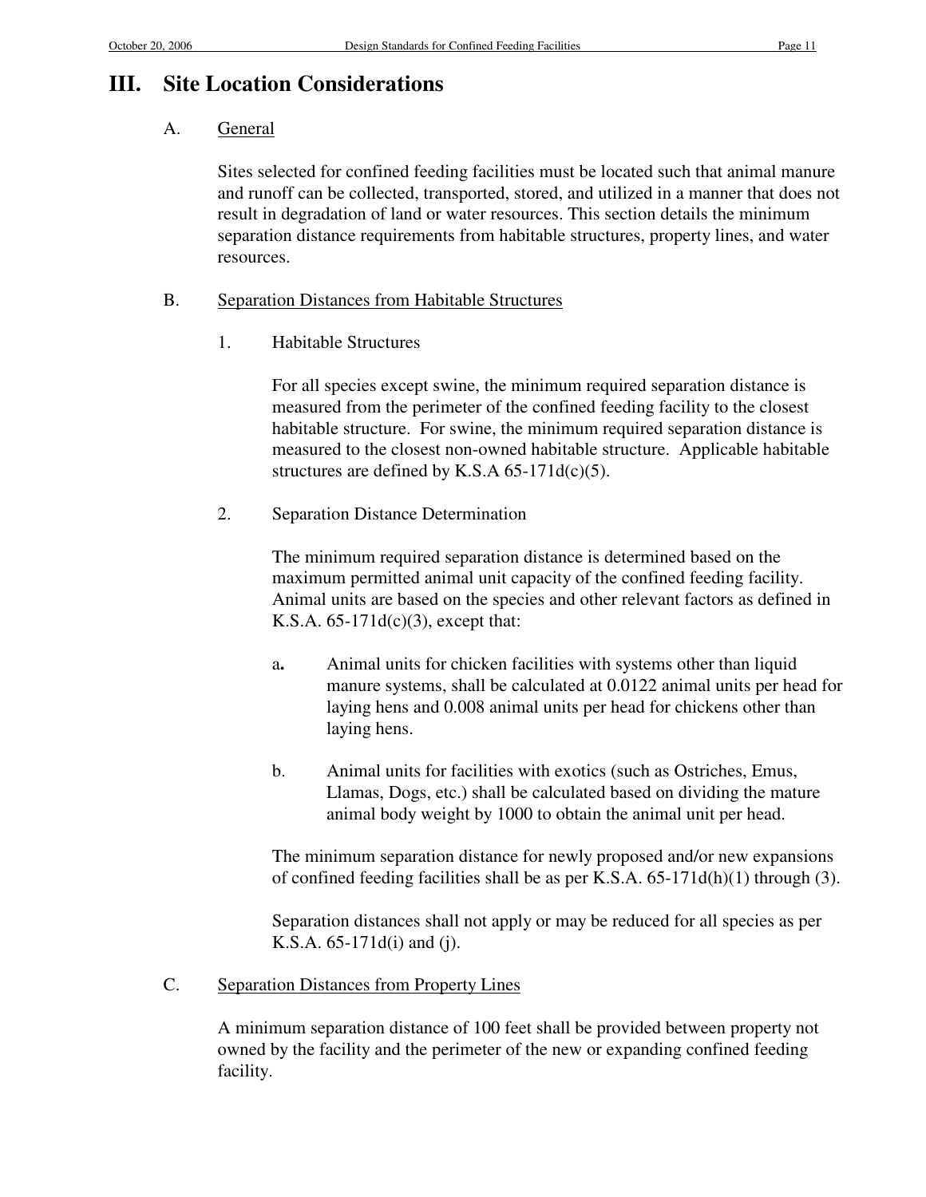# III. Site Location Considerations

## A. General

Sites selected for confined feeding facilities must be located such that animal manure and runoff can be collected, transported, stored, and utilized in a manner that does not result in degradation of land or water resources. This section details the minimum separation distance requirements from habitable structures, property lines, and water resources.

## B. Separation Distances from Habitable Structures

### 1. Habitable Structures

For all species except swine, the minimum required separation distance is measured from the perimeter of the confined feeding facility to the closest habitable structure. For swine, the minimum required separation distance is measured to the closest non-owned habitable structure. Applicable habitable structures are defined by K.S.A 65-171d(c)(5).

### 2. Separation Distance Determination

The minimum required separation distance is determined based on the maximum permitted animal unit capacity of the confined feeding facility. Animal units are based on the species and other relevant factors as defined in K.S.A. 65-171d(c)(3), except that:

a. Animal units for chicken facilities with systems other than liquid manure systems, shall be calculated at 0.0122 animal units per head for laying hens and 0.008 animal units per head for chickens other than laying hens.

b. Animal units for facilities with exotics (such as Ostriches, Emus, Llamas, Dogs, etc.) shall be calculated based on dividing the mature animal body weight by 1000 to obtain the animal unit per head.

The minimum separation distance for newly proposed and/or new expansions of confined feeding facilities shall be as per K.S.A. 65-171d(h)(1) through (3).

Separation distances shall not apply or may be reduced for all species as per K.S.A. 65-171d(i) and (j).

## C. Separation Distances from Property Lines

A minimum separation distance of 100 feet shall be provided between property not owned by the facility and the perimeter of the new or expanding confined feeding facility.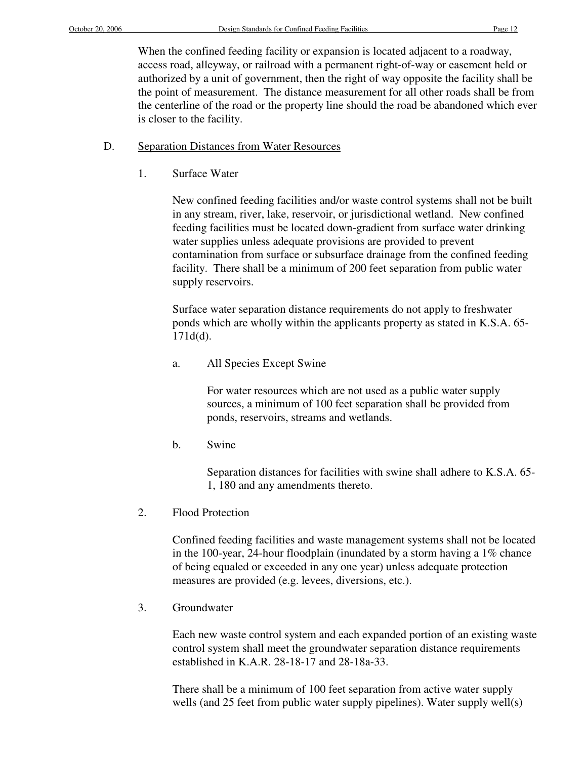When the confined feeding facility or expansion is located adjacent to a roadway, access road, alleyway, or railroad with a permanent right-of-way or easement held or authorized by a unit of government, then the right of way opposite the facility shall be the point of measurement. The distance measurement for all other roads shall be from the centerline of the road or the property line should the road be abandoned which ever is closer to the facility.

D. Separation Distances from Water Resources

1. Surface Water

New confined feeding facilities and/or waste control systems shall not be built in any stream, river, lake, reservoir, or jurisdictional wetland. New confined feeding facilities must be located down-gradient from surface water drinking water supplies unless adequate provisions are provided to prevent contamination from surface or subsurface drainage from the confined feeding facility. There shall be a minimum of 200 feet separation from public water supply reservoirs.

Surface water separation distance requirements do not apply to freshwater ponds which are wholly within the applicants property as stated in K.S.A. 65-171d(d).

a. All Species Except Swine

For water resources which are not used as a public water supply sources, a minimum of 100 feet separation shall be provided from ponds, reservoirs, streams and wetlands.

b. Swine

Separation distances for facilities with swine shall adhere to K.S.A. 65-1, 180 and any amendments thereto.

2. Flood Protection

Confined feeding facilities and waste management systems shall not be located in the 100-year, 24-hour floodplain (inundated by a storm having a 1% chance of being equaled or exceeded in any one year) unless adequate protection measures are provided (e.g. levees, diversions, etc.).

3. Groundwater

Each new waste control system and each expanded portion of an existing waste control system shall meet the groundwater separation distance requirements established in K.A.R. 28-18-17 and 28-18a-33.

There shall be a minimum of 100 feet separation from active water supply wells (and 25 feet from public water supply pipelines). Water supply well(s)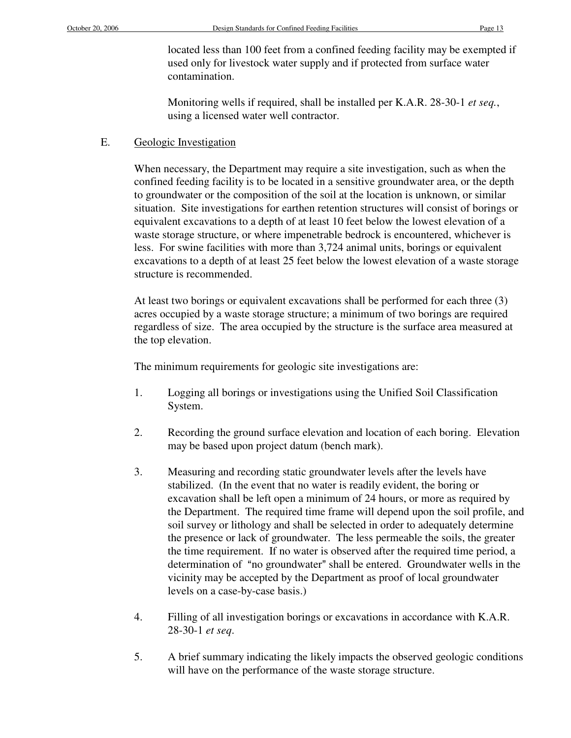located less than 100 feet from a confined feeding facility may be exempted if used only for livestock water supply and if protected from surface water contamination.

Monitoring wells if required, shall be installed per K.A.R. 28-30-1 *et seq.*, using a licensed water well contractor.

E. Geologic Investigation

When necessary, the Department may require a site investigation, such as when the confined feeding facility is to be located in a sensitive groundwater area, or the depth to groundwater or the composition of the soil at the location is unknown, or similar situation. Site investigations for earthen retention structures will consist of borings or equivalent excavations to a depth of at least 10 feet below the lowest elevation of a waste storage structure, or where impenetrable bedrock is encountered, whichever is less. For swine facilities with more than 3,724 animal units, borings or equivalent excavations to a depth of at least 25 feet below the lowest elevation of a waste storage structure is recommended.

At least two borings or equivalent excavations shall be performed for each three (3) acres occupied by a waste storage structure; a minimum of two borings are required regardless of size. The area occupied by the structure is the surface area measured at the top elevation.

The minimum requirements for geologic site investigations are:

1. Logging all borings or investigations using the Unified Soil Classification System.

2. Recording the ground surface elevation and location of each boring. Elevation may be based upon project datum (bench mark).

3. Measuring and recording static groundwater levels after the levels have stabilized. (In the event that no water is readily evident, the boring or excavation shall be left open a minimum of 24 hours, or more as required by the Department. The required time frame will depend upon the soil profile, and soil survey or lithology and shall be selected in order to adequately determine the presence or lack of groundwater. The less permeable the soils, the greater the time requirement. If no water is observed after the required time period, a determination of "no groundwater" shall be entered. Groundwater wells in the vicinity may be accepted by the Department as proof of local groundwater levels on a case-by-case basis.)

4. Filling of all investigation borings or excavations in accordance with K.A.R. 28-30-1 *et seq*.

5. A brief summary indicating the likely impacts the observed geologic conditions will have on the performance of the waste storage structure.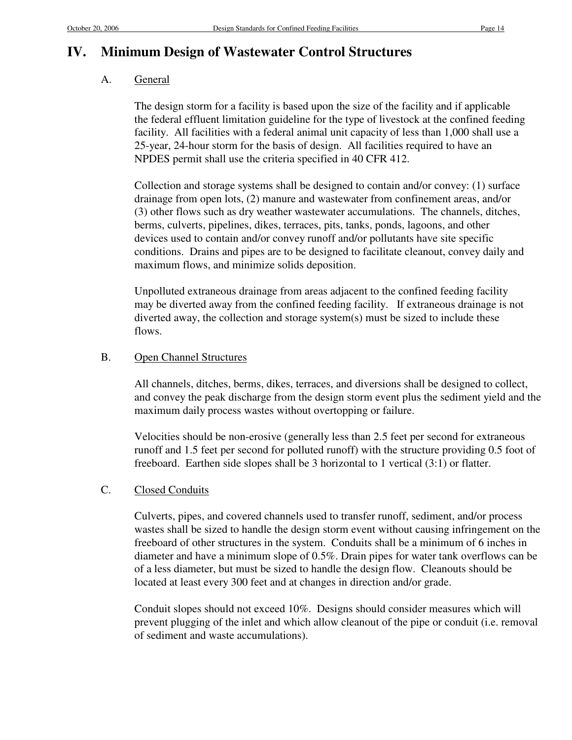# IV. Minimum Design of Wastewater Control Structures

## A. General

The design storm for a facility is based upon the size of the facility and if applicable the federal effluent limitation guideline for the type of livestock at the confined feeding facility. All facilities with a federal animal unit capacity of less than 1,000 shall use a 25-year, 24-hour storm for the basis of design. All facilities required to have an NPDES permit shall use the criteria specified in 40 CFR 412.

Collection and storage systems shall be designed to contain and/or convey: (1) surface drainage from open lots, (2) manure and wastewater from confinement areas, and/or (3) other flows such as dry weather wastewater accumulations. The channels, ditches, berms, culverts, pipelines, dikes, terraces, pits, tanks, ponds, lagoons, and other devices used to contain and/or convey runoff and/or pollutants have site specific conditions. Drains and pipes are to be designed to facilitate cleanout, convey daily and maximum flows, and minimize solids deposition.

Unpolluted extraneous drainage from areas adjacent to the confined feeding facility may be diverted away from the confined feeding facility. If extraneous drainage is not diverted away, the collection and storage system(s) must be sized to include these flows.

## B. Open Channel Structures

All channels, ditches, berms, dikes, terraces, and diversions shall be designed to collect, and convey the peak discharge from the design storm event plus the sediment yield and the maximum daily process wastes without overtopping or failure.

Velocities should be non-erosive (generally less than 2.5 feet per second for extraneous runoff and 1.5 feet per second for polluted runoff) with the structure providing 0.5 foot of freeboard. Earthen side slopes shall be 3 horizontal to 1 vertical (3:1) or flatter.

## C. Closed Conduits

Culverts, pipes, and covered channels used to transfer runoff, sediment, and/or process wastes shall be sized to handle the design storm event without causing infringement on the freeboard of other structures in the system. Conduits shall be a minimum of 6 inches in diameter and have a minimum slope of 0.5%. Drain pipes for water tank overflows can be of a less diameter, but must be sized to handle the design flow. Cleanouts should be located at least every 300 feet and at changes in direction and/or grade.

Conduit slopes should not exceed 10%. Designs should consider measures which will prevent plugging of the inlet and which allow cleanout of the pipe or conduit (i.e. removal of sediment and waste accumulations).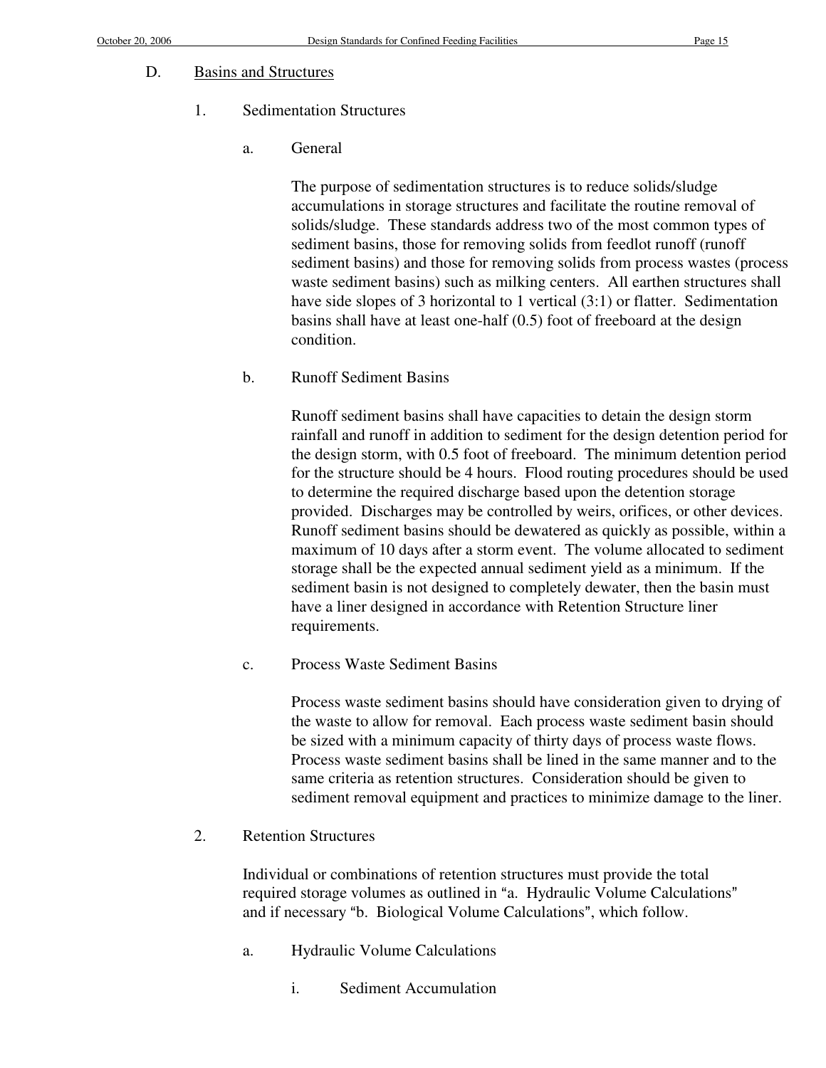## D. Basins and Structures

### 1. Sedimentation Structures

#### a. General

The purpose of sedimentation structures is to reduce solids/sludge accumulations in storage structures and facilitate the routine removal of solids/sludge. These standards address two of the most common types of sediment basins, those for removing solids from feedlot runoff (runoff sediment basins) and those for removing solids from process wastes (process waste sediment basins) such as milking centers. All earthen structures shall have side slopes of 3 horizontal to 1 vertical (3:1) or flatter. Sedimentation basins shall have at least one-half (0.5) foot of freeboard at the design condition.

#### b. Runoff Sediment Basins

Runoff sediment basins shall have capacities to detain the design storm rainfall and runoff in addition to sediment for the design detention period for the design storm, with 0.5 foot of freeboard. The minimum detention period for the structure should be 4 hours. Flood routing procedures should be used to determine the required discharge based upon the detention storage provided. Discharges may be controlled by weirs, orifices, or other devices. Runoff sediment basins should be dewatered as quickly as possible, within a maximum of 10 days after a storm event. The volume allocated to sediment storage shall be the expected annual sediment yield as a minimum. If the sediment basin is not designed to completely dewater, then the basin must have a liner designed in accordance with Retention Structure liner requirements.

#### c. Process Waste Sediment Basins

Process waste sediment basins should have consideration given to drying of the waste to allow for removal. Each process waste sediment basin should be sized with a minimum capacity of thirty days of process waste flows. Process waste sediment basins shall be lined in the same manner and to the same criteria as retention structures. Consideration should be given to sediment removal equipment and practices to minimize damage to the liner.

### 2. Retention Structures

Individual or combinations of retention structures must provide the total required storage volumes as outlined in "a. Hydraulic Volume Calculations" and if necessary "b. Biological Volume Calculations", which follow.

#### a. Hydraulic Volume Calculations

##### i. Sediment Accumulation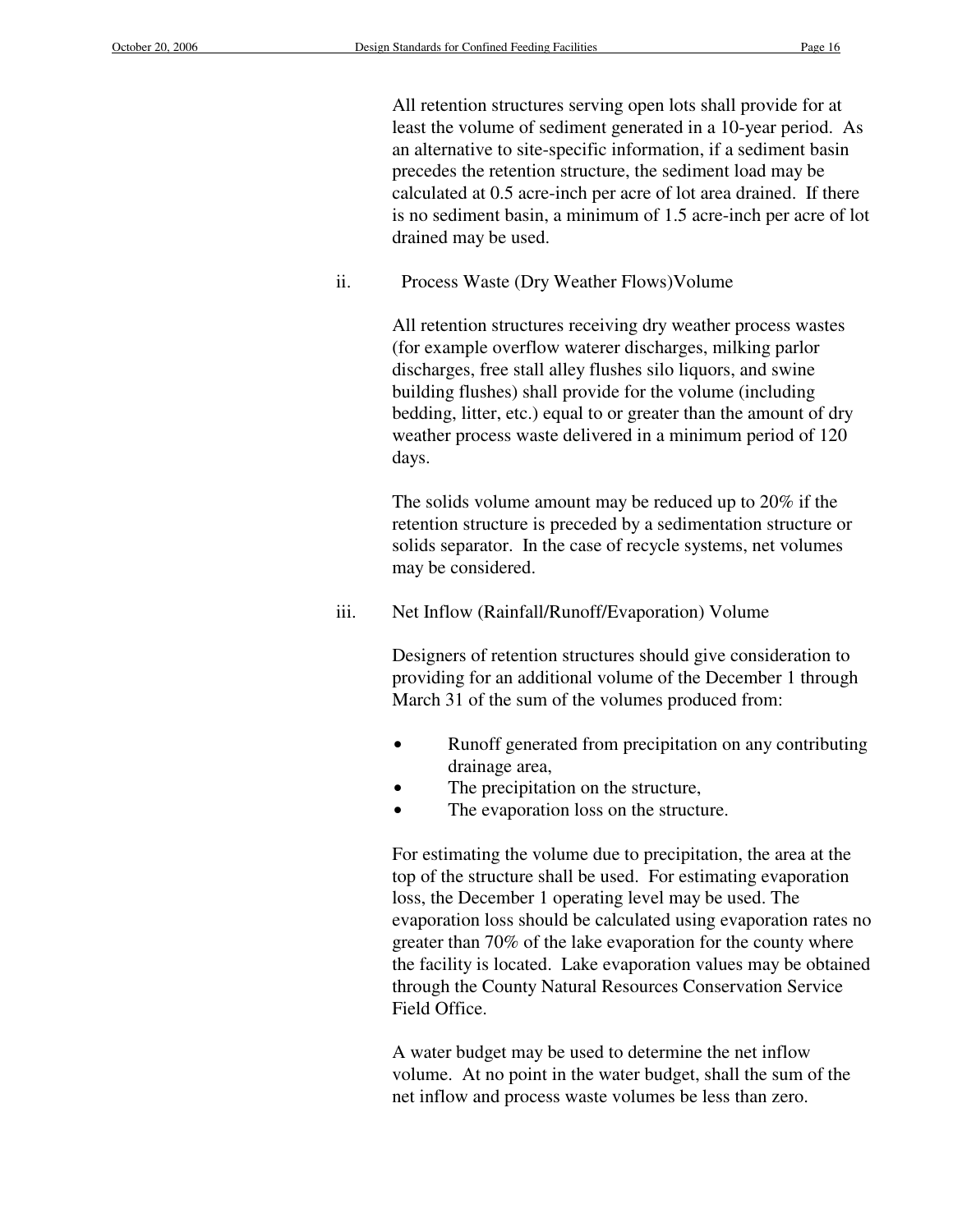All retention structures serving open lots shall provide for at least the volume of sediment generated in a 10-year period. As an alternative to site-specific information, if a sediment basin precedes the retention structure, the sediment load may be calculated at 0.5 acre-inch per acre of lot area drained. If there is no sediment basin, a minimum of 1.5 acre-inch per acre of lot drained may be used.

ii. Process Waste (Dry Weather Flows)Volume

All retention structures receiving dry weather process wastes (for example overflow waterer discharges, milking parlor discharges, free stall alley flushes silo liquors, and swine building flushes) shall provide for the volume (including bedding, litter, etc.) equal to or greater than the amount of dry weather process waste delivered in a minimum period of 120 days.

The solids volume amount may be reduced up to 20% if the retention structure is preceded by a sedimentation structure or solids separator. In the case of recycle systems, net volumes may be considered.

iii. Net Inflow (Rainfall/Runoff/Evaporation) Volume

Designers of retention structures should give consideration to providing for an additional volume of the December 1 through March 31 of the sum of the volumes produced from:

- Runoff generated from precipitation on any contributing drainage area,
- The precipitation on the structure,
- The evaporation loss on the structure.

For estimating the volume due to precipitation, the area at the top of the structure shall be used. For estimating evaporation loss, the December 1 operating level may be used. The evaporation loss should be calculated using evaporation rates no greater than 70% of the lake evaporation for the county where the facility is located. Lake evaporation values may be obtained through the County Natural Resources Conservation Service Field Office.

A water budget may be used to determine the net inflow volume. At no point in the water budget, shall the sum of the net inflow and process waste volumes be less than zero.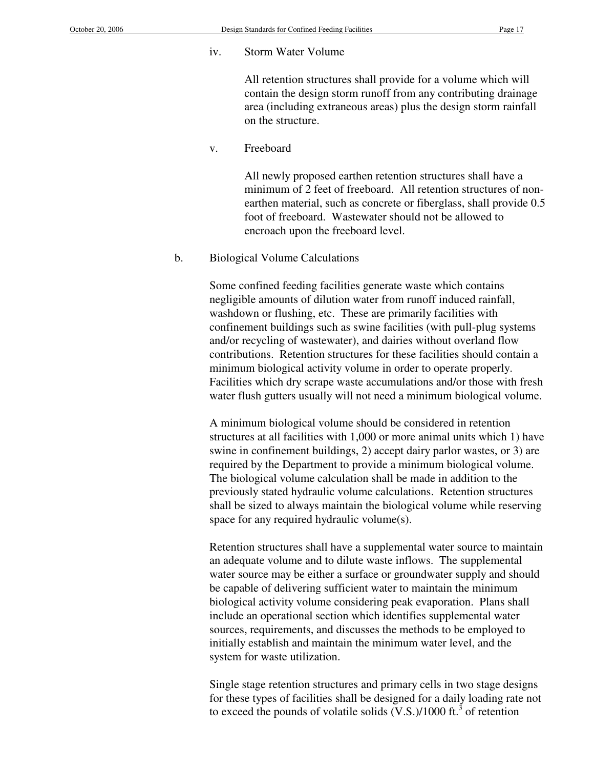iv. Storm Water Volume

All retention structures shall provide for a volume which will contain the design storm runoff from any contributing drainage area (including extraneous areas) plus the design storm rainfall on the structure.

v. Freeboard

All newly proposed earthen retention structures shall have a minimum of 2 feet of freeboard. All retention structures of non-earthen material, such as concrete or fiberglass, shall provide 0.5 foot of freeboard. Wastewater should not be allowed to encroach upon the freeboard level.

b. Biological Volume Calculations

Some confined feeding facilities generate waste which contains negligible amounts of dilution water from runoff induced rainfall, washdown or flushing, etc. These are primarily facilities with confinement buildings such as swine facilities (with pull-plug systems and/or recycling of wastewater), and dairies without overland flow contributions. Retention structures for these facilities should contain a minimum biological activity volume in order to operate properly. Facilities which dry scrape waste accumulations and/or those with fresh water flush gutters usually will not need a minimum biological volume.

A minimum biological volume should be considered in retention structures at all facilities with 1,000 or more animal units which 1) have swine in confinement buildings, 2) accept dairy parlor wastes, or 3) are required by the Department to provide a minimum biological volume. The biological volume calculation shall be made in addition to the previously stated hydraulic volume calculations. Retention structures shall be sized to always maintain the biological volume while reserving space for any required hydraulic volume(s).

Retention structures shall have a supplemental water source to maintain an adequate volume and to dilute waste inflows. The supplemental water source may be either a surface or groundwater supply and should be capable of delivering sufficient water to maintain the minimum biological activity volume considering peak evaporation. Plans shall include an operational section which identifies supplemental water sources, requirements, and discusses the methods to be employed to initially establish and maintain the minimum water level, and the system for waste utilization.

Single stage retention structures and primary cells in two stage designs for these types of facilities shall be designed for a daily loading rate not to exceed the pounds of volatile solids (V.S.)/1000 ft.$^3$ of retention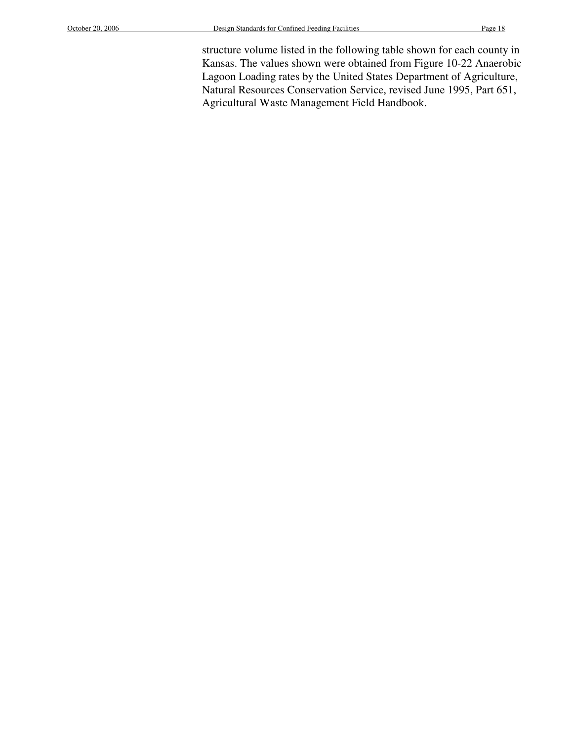structure volume listed in the following table shown for each county in Kansas. The values shown were obtained from Figure 10-22 Anaerobic Lagoon Loading rates by the United States Department of Agriculture, Natural Resources Conservation Service, revised June 1995, Part 651, Agricultural Waste Management Field Handbook.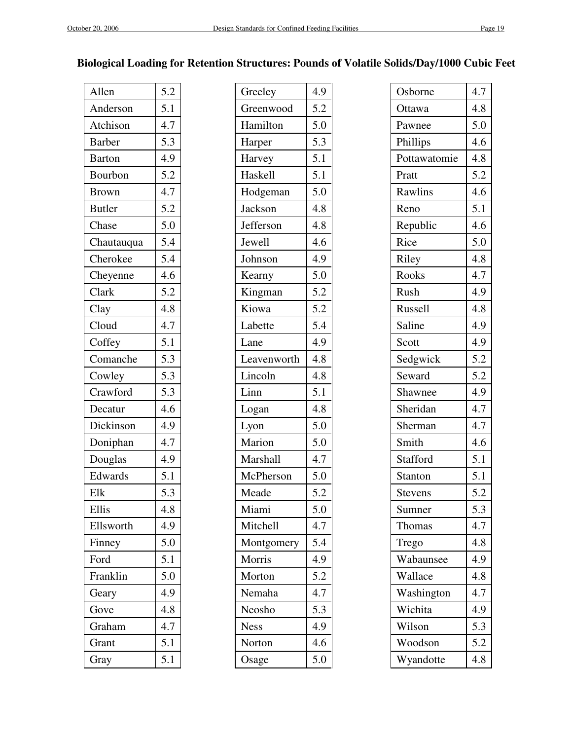## Biological Loading for Retention Structures: Pounds of Volatile Solids/Day/1000 Cubic Feet

| County | Loading |
|---|---|
| Allen | 5.2 |
| Anderson | 5.1 |
| Atchison | 4.7 |
| Barber | 5.3 |
| Barton | 4.9 |
| Bourbon | 5.2 |
| Brown | 4.7 |
| Butler | 5.2 |
| Chase | 5.0 |
| Chautauqua | 5.4 |
| Cherokee | 5.4 |
| Cheyenne | 4.6 |
| Clark | 5.2 |
| Clay | 4.8 |
| Cloud | 4.7 |
| Coffey | 5.1 |
| Comanche | 5.3 |
| Cowley | 5.3 |
| Crawford | 5.3 |
| Decatur | 4.6 |
| Dickinson | 4.9 |
| Doniphan | 4.7 |
| Douglas | 4.9 |
| Edwards | 5.1 |
| Elk | 5.3 |
| Ellis | 4.8 |
| Ellsworth | 4.9 |
| Finney | 5.0 |
| Ford | 5.1 |
| Franklin | 5.0 |
| Geary | 4.9 |
| Gove | 4.8 |
| Graham | 4.7 |
| Grant | 5.1 |
| Gray | 5.1 |

| County | Loading |
|---|---|
| Greeley | 4.9 |
| Greenwood | 5.2 |
| Hamilton | 5.0 |
| Harper | 5.3 |
| Harvey | 5.1 |
| Haskell | 5.1 |
| Hodgeman | 5.0 |
| Jackson | 4.8 |
| Jefferson | 4.8 |
| Jewell | 4.6 |
| Johnson | 4.9 |
| Kearny | 5.0 |
| Kingman | 5.2 |
| Kiowa | 5.2 |
| Labette | 5.4 |
| Lane | 4.9 |
| Leavenworth | 4.8 |
| Lincoln | 4.8 |
| Linn | 5.1 |
| Logan | 4.8 |
| Lyon | 5.0 |
| Marion | 5.0 |
| Marshall | 4.7 |
| McPherson | 5.0 |
| Meade | 5.2 |
| Miami | 5.0 |
| Mitchell | 4.7 |
| Montgomery | 5.4 |
| Morris | 4.9 |
| Morton | 5.2 |
| Nemaha | 4.7 |
| Neosho | 5.3 |
| Ness | 4.9 |
| Norton | 4.6 |
| Osage | 5.0 |

| County | Loading |
|---|---|
| Osborne | 4.7 |
| Ottawa | 4.8 |
| Pawnee | 5.0 |
| Phillips | 4.6 |
| Pottawatomie | 4.8 |
| Pratt | 5.2 |
| Rawlins | 4.6 |
| Reno | 5.1 |
| Republic | 4.6 |
| Rice | 5.0 |
| Riley | 4.8 |
| Rooks | 4.7 |
| Rush | 4.9 |
| Russell | 4.8 |
| Saline | 4.9 |
| Scott | 4.9 |
| Sedgwick | 5.2 |
| Seward | 5.2 |
| Shawnee | 4.9 |
| Sheridan | 4.7 |
| Sherman | 4.7 |
| Smith | 4.6 |
| Stafford | 5.1 |
| Stanton | 5.1 |
| Stevens | 5.2 |
| Sumner | 5.3 |
| Thomas | 4.7 |
| Trego | 4.8 |
| Wabaunsee | 4.9 |
| Wallace | 4.8 |
| Washington | 4.7 |
| Wichita | 4.9 |
| Wilson | 5.3 |
| Woodson | 5.2 |
| Wyandotte | 4.8 |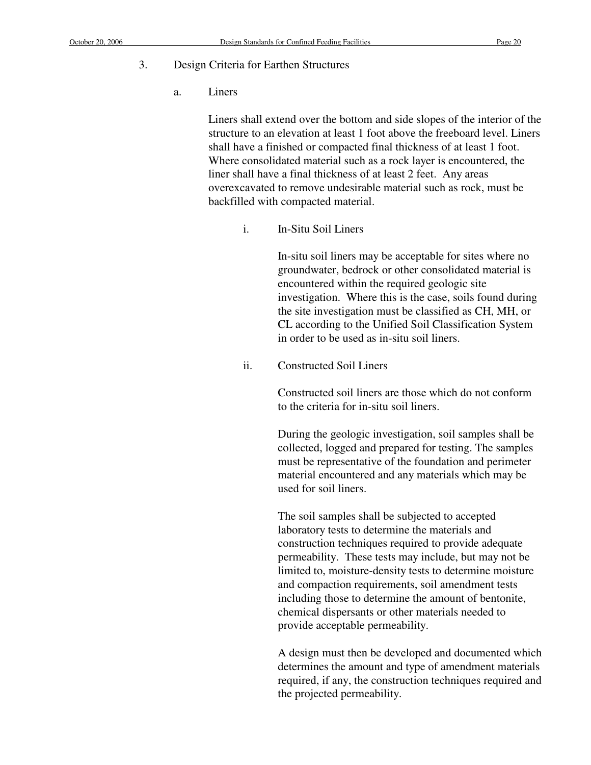3. Design Criteria for Earthen Structures

a. Liners

Liners shall extend over the bottom and side slopes of the interior of the structure to an elevation at least 1 foot above the freeboard level. Liners shall have a finished or compacted final thickness of at least 1 foot. Where consolidated material such as a rock layer is encountered, the liner shall have a final thickness of at least 2 feet. Any areas overexcavated to remove undesirable material such as rock, must be backfilled with compacted material.

i. In-Situ Soil Liners

In-situ soil liners may be acceptable for sites where no groundwater, bedrock or other consolidated material is encountered within the required geologic site investigation. Where this is the case, soils found during the site investigation must be classified as CH, MH, or CL according to the Unified Soil Classification System in order to be used as in-situ soil liners.

ii. Constructed Soil Liners

Constructed soil liners are those which do not conform to the criteria for in-situ soil liners.

During the geologic investigation, soil samples shall be collected, logged and prepared for testing. The samples must be representative of the foundation and perimeter material encountered and any materials which may be used for soil liners.

The soil samples shall be subjected to accepted laboratory tests to determine the materials and construction techniques required to provide adequate permeability. These tests may include, but may not be limited to, moisture-density tests to determine moisture and compaction requirements, soil amendment tests including those to determine the amount of bentonite, chemical dispersants or other materials needed to provide acceptable permeability.

A design must then be developed and documented which determines the amount and type of amendment materials required, if any, the construction techniques required and the projected permeability.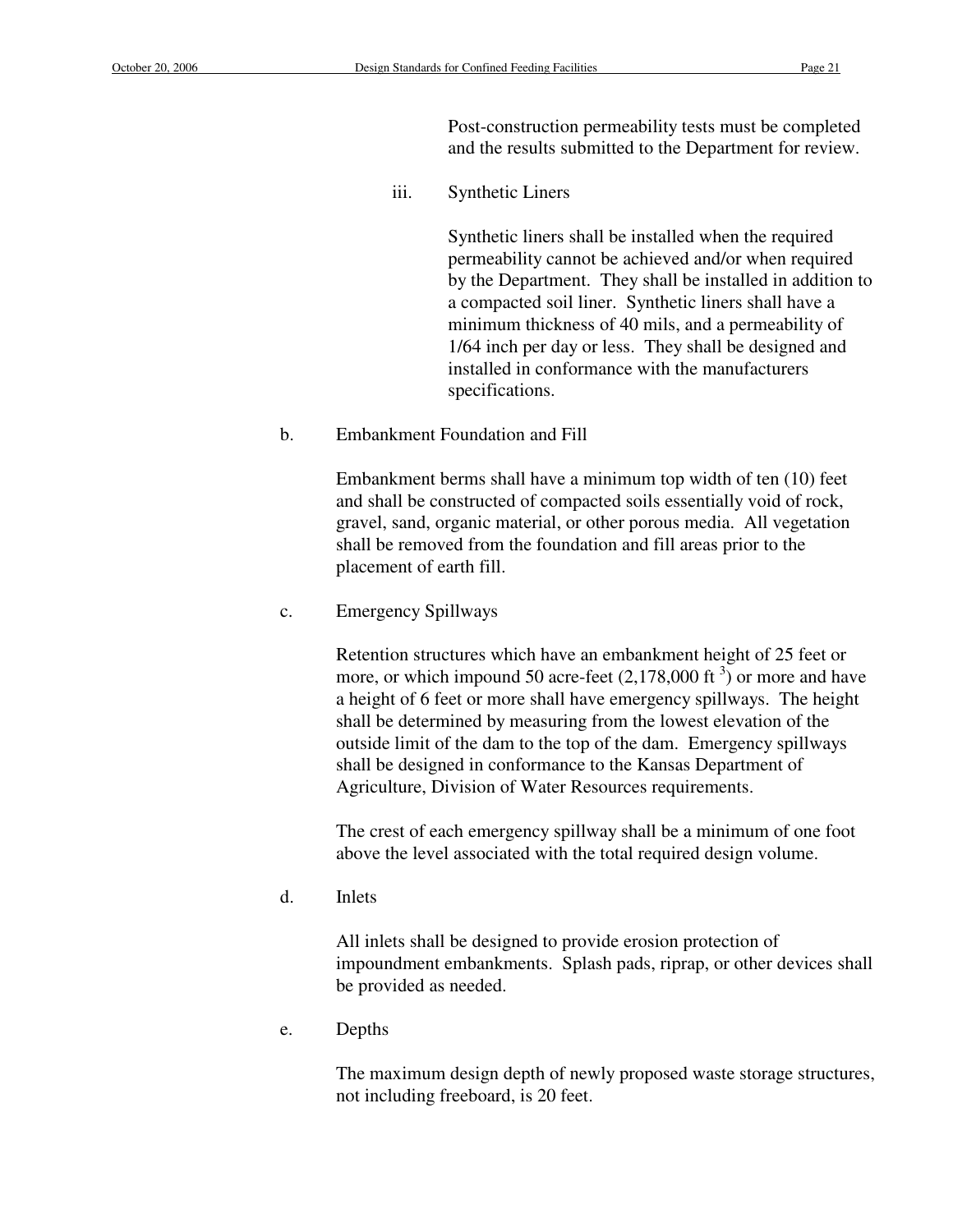Post-construction permeability tests must be completed and the results submitted to the Department for review.

iii. Synthetic Liners

Synthetic liners shall be installed when the required permeability cannot be achieved and/or when required by the Department. They shall be installed in addition to a compacted soil liner. Synthetic liners shall have a minimum thickness of 40 mils, and a permeability of 1/64 inch per day or less. They shall be designed and installed in conformance with the manufacturers specifications.

b. Embankment Foundation and Fill

Embankment berms shall have a minimum top width of ten (10) feet and shall be constructed of compacted soils essentially void of rock, gravel, sand, organic material, or other porous media. All vegetation shall be removed from the foundation and fill areas prior to the placement of earth fill.

c. Emergency Spillways

Retention structures which have an embankment height of 25 feet or more, or which impound 50 acre-feet (2,178,000 $ft^3$) or more and have a height of 6 feet or more shall have emergency spillways. The height shall be determined by measuring from the lowest elevation of the outside limit of the dam to the top of the dam. Emergency spillways shall be designed in conformance to the Kansas Department of Agriculture, Division of Water Resources requirements.

The crest of each emergency spillway shall be a minimum of one foot above the level associated with the total required design volume.

d. Inlets

All inlets shall be designed to provide erosion protection of impoundment embankments. Splash pads, riprap, or other devices shall be provided as needed.

e. Depths

The maximum design depth of newly proposed waste storage structures, not including freeboard, is 20 feet.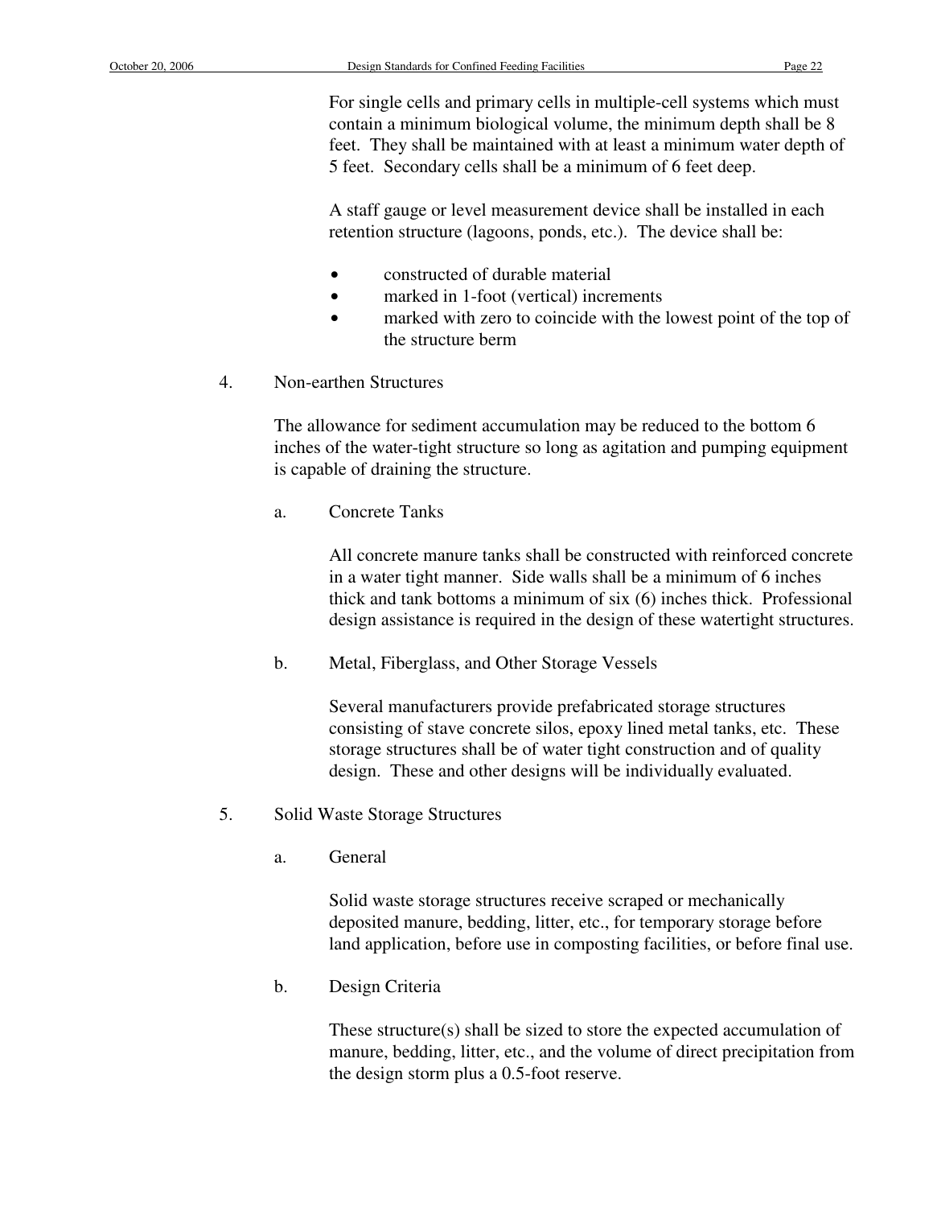For single cells and primary cells in multiple-cell systems which must contain a minimum biological volume, the minimum depth shall be 8 feet. They shall be maintained with at least a minimum water depth of 5 feet. Secondary cells shall be a minimum of 6 feet deep.

A staff gauge or level measurement device shall be installed in each retention structure (lagoons, ponds, etc.). The device shall be:

- constructed of durable material
- marked in 1-foot (vertical) increments
- marked with zero to coincide with the lowest point of the top of the structure berm

4. Non-earthen Structures

The allowance for sediment accumulation may be reduced to the bottom 6 inches of the water-tight structure so long as agitation and pumping equipment is capable of draining the structure.

a. Concrete Tanks

All concrete manure tanks shall be constructed with reinforced concrete in a water tight manner. Side walls shall be a minimum of 6 inches thick and tank bottoms a minimum of six (6) inches thick. Professional design assistance is required in the design of these watertight structures.

b. Metal, Fiberglass, and Other Storage Vessels

Several manufacturers provide prefabricated storage structures consisting of stave concrete silos, epoxy lined metal tanks, etc. These storage structures shall be of water tight construction and of quality design. These and other designs will be individually evaluated.

5. Solid Waste Storage Structures

a. General

Solid waste storage structures receive scraped or mechanically deposited manure, bedding, litter, etc., for temporary storage before land application, before use in composting facilities, or before final use.

b. Design Criteria

These structure(s) shall be sized to store the expected accumulation of manure, bedding, litter, etc., and the volume of direct precipitation from the design storm plus a 0.5-foot reserve.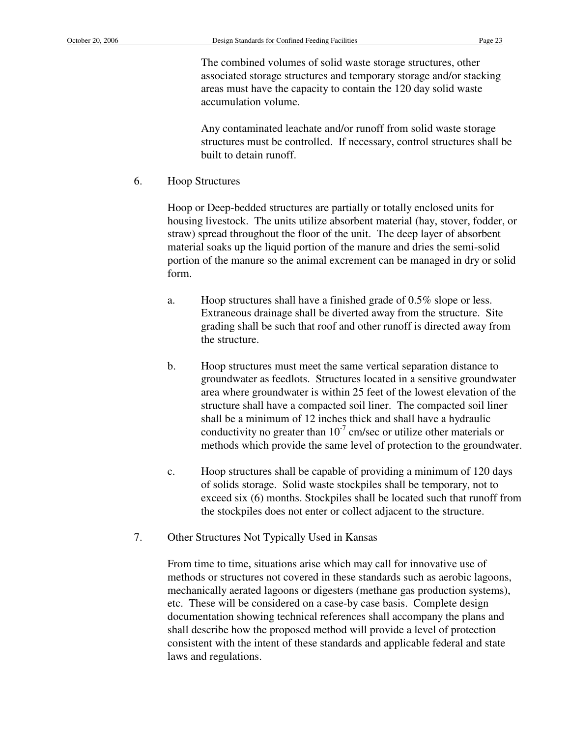The combined volumes of solid waste storage structures, other associated storage structures and temporary storage and/or stacking areas must have the capacity to contain the 120 day solid waste accumulation volume.

Any contaminated leachate and/or runoff from solid waste storage structures must be controlled. If necessary, control structures shall be built to detain runoff.

6. Hoop Structures

Hoop or Deep-bedded structures are partially or totally enclosed units for housing livestock. The units utilize absorbent material (hay, stover, fodder, or straw) spread throughout the floor of the unit. The deep layer of absorbent material soaks up the liquid portion of the manure and dries the semi-solid portion of the manure so the animal excrement can be managed in dry or solid form.

a. Hoop structures shall have a finished grade of 0.5% slope or less. Extraneous drainage shall be diverted away from the structure. Site grading shall be such that roof and other runoff is directed away from the structure.

b. Hoop structures must meet the same vertical separation distance to groundwater as feedlots. Structures located in a sensitive groundwater area where groundwater is within 25 feet of the lowest elevation of the structure shall have a compacted soil liner. The compacted soil liner shall be a minimum of 12 inches thick and shall have a hydraulic conductivity no greater than $10^{-7}$ cm/sec or utilize other materials or methods which provide the same level of protection to the groundwater.

c. Hoop structures shall be capable of providing a minimum of 120 days of solids storage. Solid waste stockpiles shall be temporary, not to exceed six (6) months. Stockpiles shall be located such that runoff from the stockpiles does not enter or collect adjacent to the structure.

7. Other Structures Not Typically Used in Kansas

From time to time, situations arise which may call for innovative use of methods or structures not covered in these standards such as aerobic lagoons, mechanically aerated lagoons or digesters (methane gas production systems), etc. These will be considered on a case-by case basis. Complete design documentation showing technical references shall accompany the plans and shall describe how the proposed method will provide a level of protection consistent with the intent of these standards and applicable federal and state laws and regulations.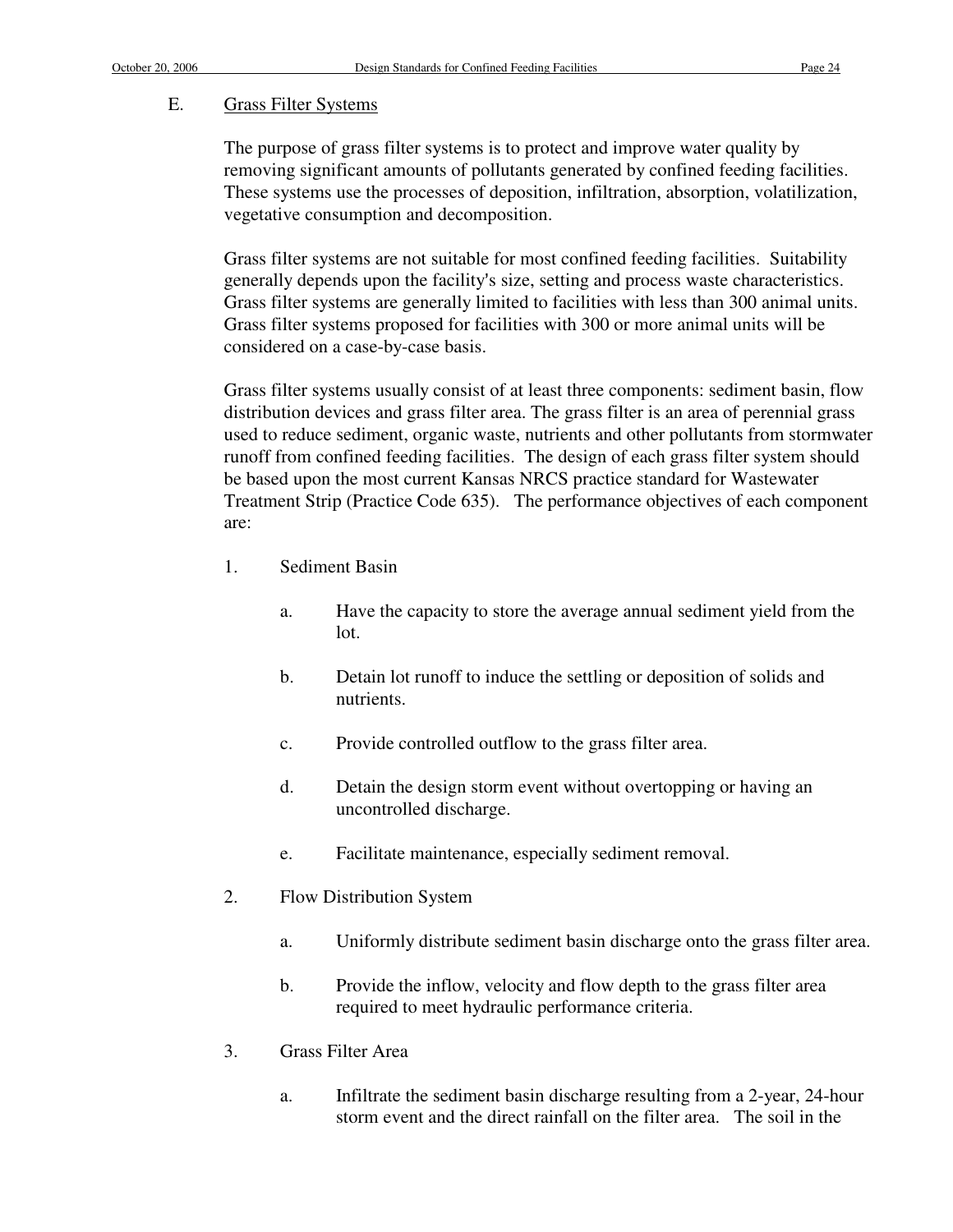## E. Grass Filter Systems

The purpose of grass filter systems is to protect and improve water quality by removing significant amounts of pollutants generated by confined feeding facilities. These systems use the processes of deposition, infiltration, absorption, volatilization, vegetative consumption and decomposition.

Grass filter systems are not suitable for most confined feeding facilities. Suitability generally depends upon the facility's size, setting and process waste characteristics. Grass filter systems are generally limited to facilities with less than 300 animal units. Grass filter systems proposed for facilities with 300 or more animal units will be considered on a case-by-case basis.

Grass filter systems usually consist of at least three components: sediment basin, flow distribution devices and grass filter area. The grass filter is an area of perennial grass used to reduce sediment, organic waste, nutrients and other pollutants from stormwater runoff from confined feeding facilities. The design of each grass filter system should be based upon the most current Kansas NRCS practice standard for Wastewater Treatment Strip (Practice Code 635). The performance objectives of each component are:

1. Sediment Basin

   a. Have the capacity to store the average annual sediment yield from the lot.

   b. Detain lot runoff to induce the settling or deposition of solids and nutrients.

   c. Provide controlled outflow to the grass filter area.

   d. Detain the design storm event without overtopping or having an uncontrolled discharge.

   e. Facilitate maintenance, especially sediment removal.

2. Flow Distribution System

   a. Uniformly distribute sediment basin discharge onto the grass filter area.

   b. Provide the inflow, velocity and flow depth to the grass filter area required to meet hydraulic performance criteria.

3. Grass Filter Area

   a. Infiltrate the sediment basin discharge resulting from a 2-year, 24-hour storm event and the direct rainfall on the filter area. The soil in the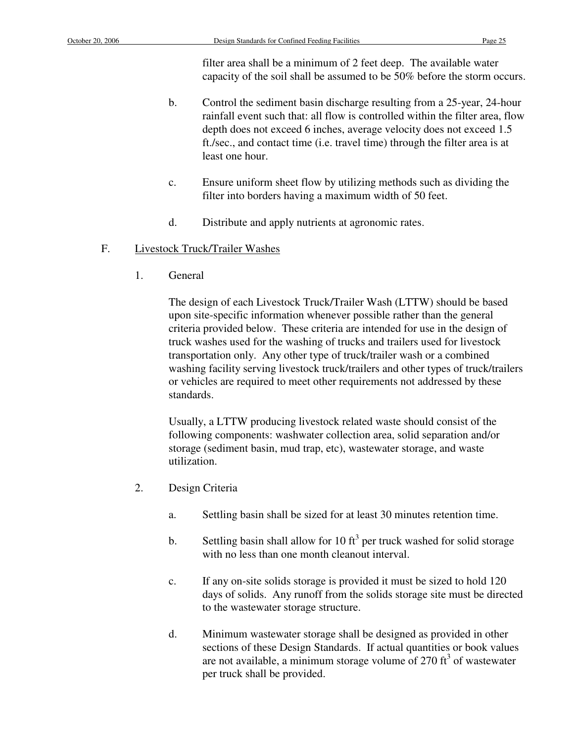filter area shall be a minimum of 2 feet deep. The available water capacity of the soil shall be assumed to be 50% before the storm occurs.

b. Control the sediment basin discharge resulting from a 25-year, 24-hour rainfall event such that: all flow is controlled within the filter area, flow depth does not exceed 6 inches, average velocity does not exceed 1.5 ft./sec., and contact time (i.e. travel time) through the filter area is at least one hour.

c. Ensure uniform sheet flow by utilizing methods such as dividing the filter into borders having a maximum width of 50 feet.

d. Distribute and apply nutrients at agronomic rates.

F. Livestock Truck/Trailer Washes

1. General

The design of each Livestock Truck/Trailer Wash (LTTW) should be based upon site-specific information whenever possible rather than the general criteria provided below. These criteria are intended for use in the design of truck washes used for the washing of trucks and trailers used for livestock transportation only. Any other type of truck/trailer wash or a combined washing facility serving livestock truck/trailers and other types of truck/trailers or vehicles are required to meet other requirements not addressed by these standards.

Usually, a LTTW producing livestock related waste should consist of the following components: washwater collection area, solid separation and/or storage (sediment basin, mud trap, etc), wastewater storage, and waste utilization.

2. Design Criteria

a. Settling basin shall be sized for at least 30 minutes retention time.

b. Settling basin shall allow for 10 $ft^3$ per truck washed for solid storage with no less than one month cleanout interval.

c. If any on-site solids storage is provided it must be sized to hold 120 days of solids. Any runoff from the solids storage site must be directed to the wastewater storage structure.

d. Minimum wastewater storage shall be designed as provided in other sections of these Design Standards. If actual quantities or book values are not available, a minimum storage volume of 270 $ft^3$ of wastewater per truck shall be provided.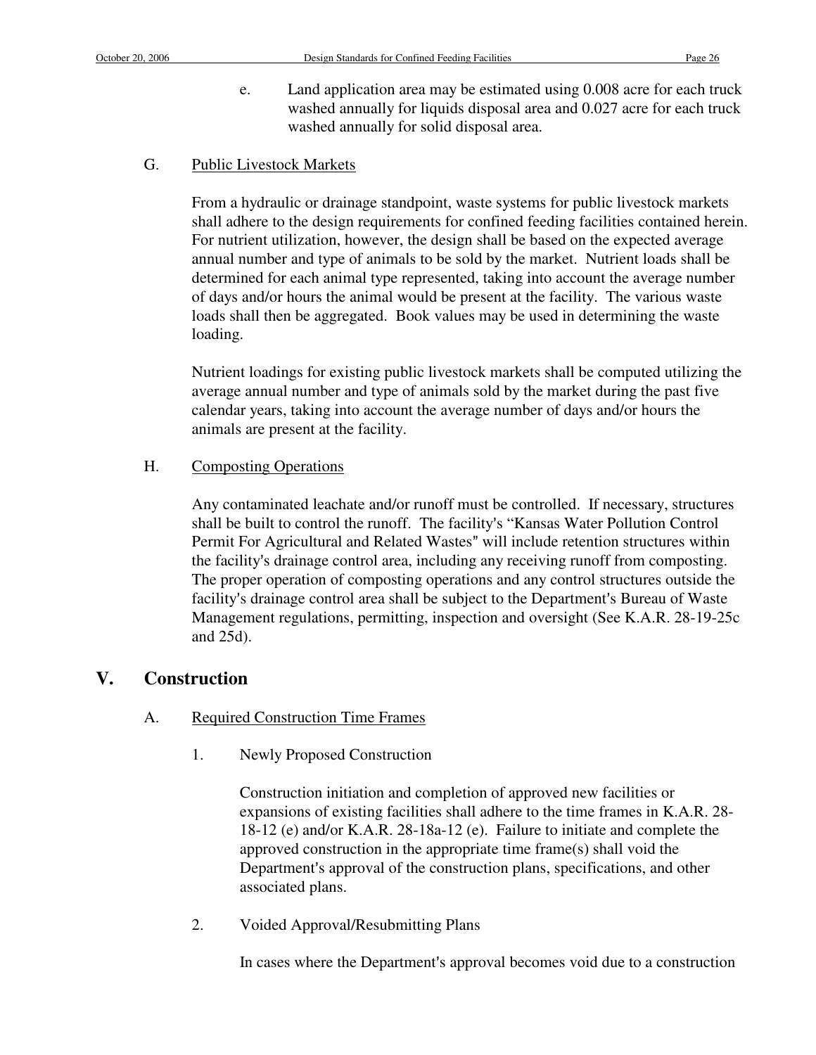e. Land application area may be estimated using 0.008 acre for each truck washed annually for liquids disposal area and 0.027 acre for each truck washed annually for solid disposal area.

G. Public Livestock Markets

From a hydraulic or drainage standpoint, waste systems for public livestock markets shall adhere to the design requirements for confined feeding facilities contained herein. For nutrient utilization, however, the design shall be based on the expected average annual number and type of animals to be sold by the market. Nutrient loads shall be determined for each animal type represented, taking into account the average number of days and/or hours the animal would be present at the facility. The various waste loads shall then be aggregated. Book values may be used in determining the waste loading.

Nutrient loadings for existing public livestock markets shall be computed utilizing the average annual number and type of animals sold by the market during the past five calendar years, taking into account the average number of days and/or hours the animals are present at the facility.

H. Composting Operations

Any contaminated leachate and/or runoff must be controlled. If necessary, structures shall be built to control the runoff. The facility's "Kansas Water Pollution Control Permit For Agricultural and Related Wastes" will include retention structures within the facility's drainage control area, including any receiving runoff from composting. The proper operation of composting operations and any control structures outside the facility's drainage control area shall be subject to the Department's Bureau of Waste Management regulations, permitting, inspection and oversight (See K.A.R. 28-19-25c and 25d).

## V. Construction

A. Required Construction Time Frames

1. Newly Proposed Construction

Construction initiation and completion of approved new facilities or expansions of existing facilities shall adhere to the time frames in K.A.R. 28-18-12 (e) and/or K.A.R. 28-18a-12 (e). Failure to initiate and complete the approved construction in the appropriate time frame(s) shall void the Department's approval of the construction plans, specifications, and other associated plans.

2. Voided Approval/Resubmitting Plans

In cases where the Department's approval becomes void due to a construction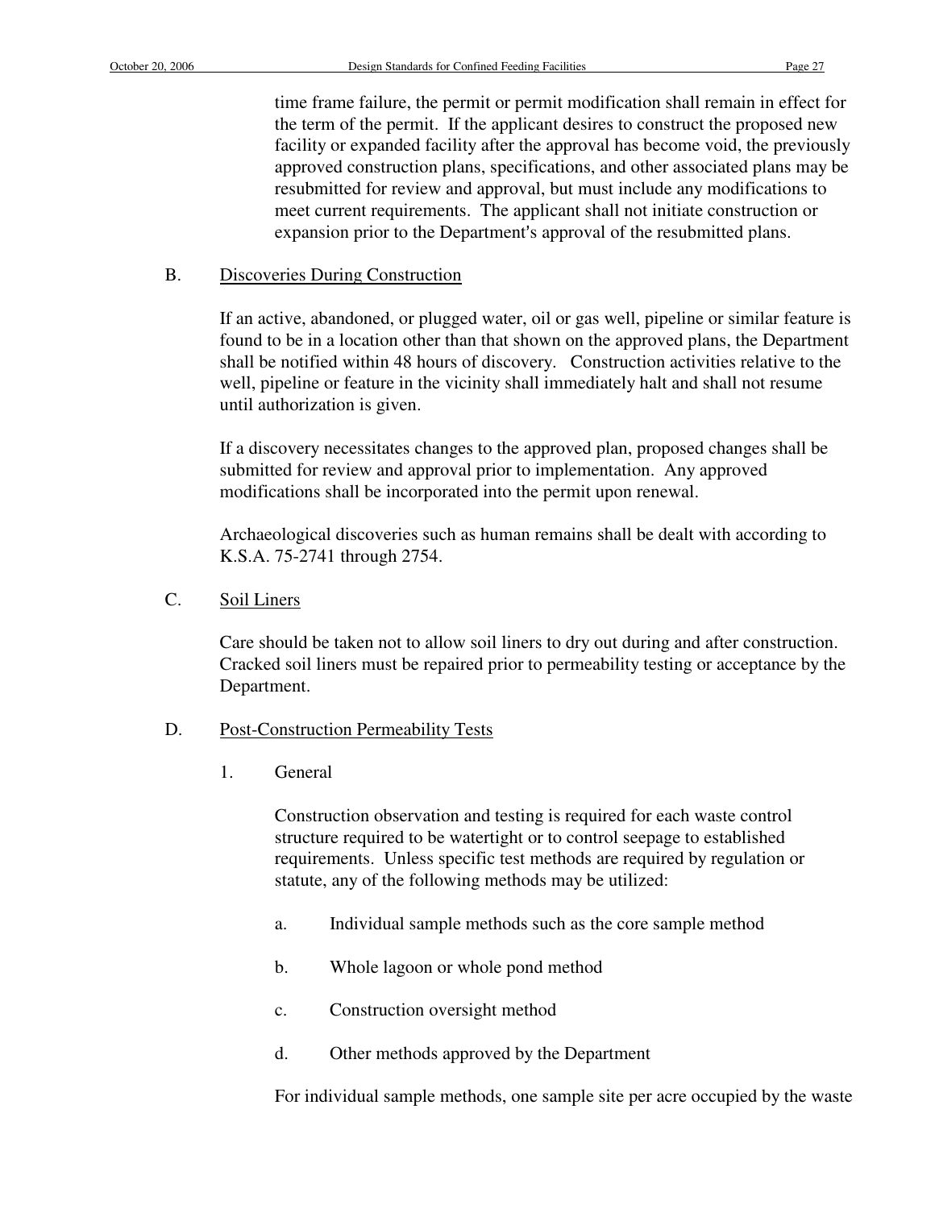time frame failure, the permit or permit modification shall remain in effect for the term of the permit. If the applicant desires to construct the proposed new facility or expanded facility after the approval has become void, the previously approved construction plans, specifications, and other associated plans may be resubmitted for review and approval, but must include any modifications to meet current requirements. The applicant shall not initiate construction or expansion prior to the Department's approval of the resubmitted plans.

B. Discoveries During Construction

If an active, abandoned, or plugged water, oil or gas well, pipeline or similar feature is found to be in a location other than that shown on the approved plans, the Department shall be notified within 48 hours of discovery. Construction activities relative to the well, pipeline or feature in the vicinity shall immediately halt and shall not resume until authorization is given.

If a discovery necessitates changes to the approved plan, proposed changes shall be submitted for review and approval prior to implementation. Any approved modifications shall be incorporated into the permit upon renewal.

Archaeological discoveries such as human remains shall be dealt with according to K.S.A. 75-2741 through 2754.

C. Soil Liners

Care should be taken not to allow soil liners to dry out during and after construction. Cracked soil liners must be repaired prior to permeability testing or acceptance by the Department.

D. Post-Construction Permeability Tests

1. General

Construction observation and testing is required for each waste control structure required to be watertight or to control seepage to established requirements. Unless specific test methods are required by regulation or statute, any of the following methods may be utilized:

a. Individual sample methods such as the core sample method

b. Whole lagoon or whole pond method

c. Construction oversight method

d. Other methods approved by the Department

For individual sample methods, one sample site per acre occupied by the waste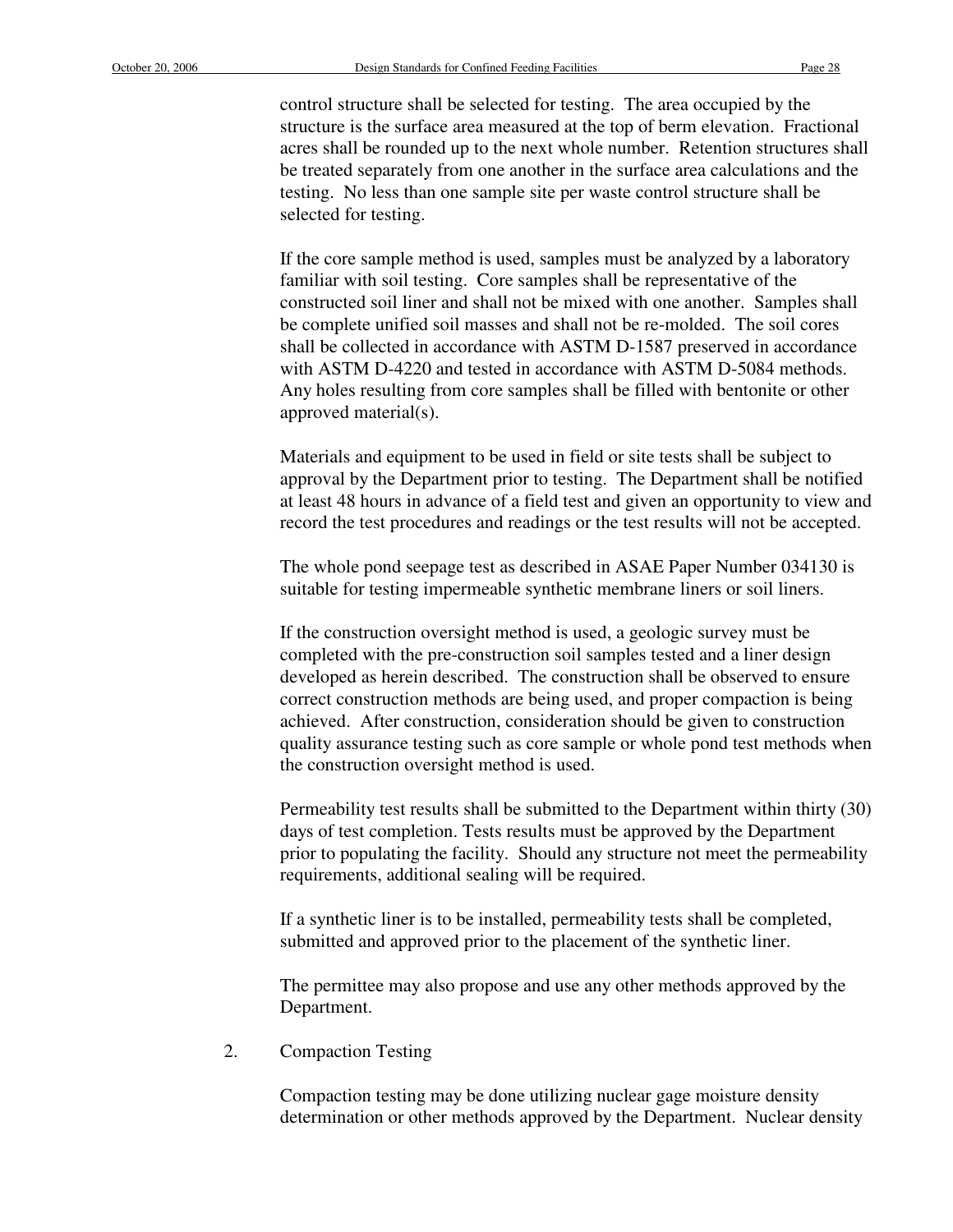control structure shall be selected for testing. The area occupied by the structure is the surface area measured at the top of berm elevation. Fractional acres shall be rounded up to the next whole number. Retention structures shall be treated separately from one another in the surface area calculations and the testing. No less than one sample site per waste control structure shall be selected for testing.

If the core sample method is used, samples must be analyzed by a laboratory familiar with soil testing. Core samples shall be representative of the constructed soil liner and shall not be mixed with one another. Samples shall be complete unified soil masses and shall not be re-molded. The soil cores shall be collected in accordance with ASTM D-1587 preserved in accordance with ASTM D-4220 and tested in accordance with ASTM D-5084 methods. Any holes resulting from core samples shall be filled with bentonite or other approved material(s).

Materials and equipment to be used in field or site tests shall be subject to approval by the Department prior to testing. The Department shall be notified at least 48 hours in advance of a field test and given an opportunity to view and record the test procedures and readings or the test results will not be accepted.

The whole pond seepage test as described in ASAE Paper Number 034130 is suitable for testing impermeable synthetic membrane liners or soil liners.

If the construction oversight method is used, a geologic survey must be completed with the pre-construction soil samples tested and a liner design developed as herein described. The construction shall be observed to ensure correct construction methods are being used, and proper compaction is being achieved. After construction, consideration should be given to construction quality assurance testing such as core sample or whole pond test methods when the construction oversight method is used.

Permeability test results shall be submitted to the Department within thirty (30) days of test completion. Tests results must be approved by the Department prior to populating the facility. Should any structure not meet the permeability requirements, additional sealing will be required.

If a synthetic liner is to be installed, permeability tests shall be completed, submitted and approved prior to the placement of the synthetic liner.

The permittee may also propose and use any other methods approved by the Department.

2. Compaction Testing

Compaction testing may be done utilizing nuclear gage moisture density determination or other methods approved by the Department. Nuclear density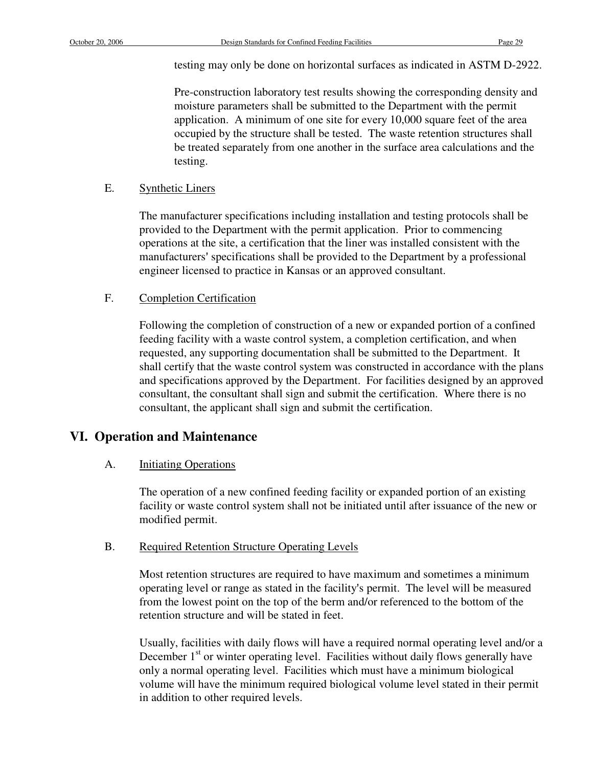testing may only be done on horizontal surfaces as indicated in ASTM D-2922.

Pre-construction laboratory test results showing the corresponding density and moisture parameters shall be submitted to the Department with the permit application. A minimum of one site for every 10,000 square feet of the area occupied by the structure shall be tested. The waste retention structures shall be treated separately from one another in the surface area calculations and the testing.

E. Synthetic Liners

The manufacturer specifications including installation and testing protocols shall be provided to the Department with the permit application. Prior to commencing operations at the site, a certification that the liner was installed consistent with the manufacturers' specifications shall be provided to the Department by a professional engineer licensed to practice in Kansas or an approved consultant.

F. Completion Certification

Following the completion of construction of a new or expanded portion of a confined feeding facility with a waste control system, a completion certification, and when requested, any supporting documentation shall be submitted to the Department. It shall certify that the waste control system was constructed in accordance with the plans and specifications approved by the Department. For facilities designed by an approved consultant, the consultant shall sign and submit the certification. Where there is no consultant, the applicant shall sign and submit the certification.

## VI. Operation and Maintenance

A. Initiating Operations

The operation of a new confined feeding facility or expanded portion of an existing facility or waste control system shall not be initiated until after issuance of the new or modified permit.

B. Required Retention Structure Operating Levels

Most retention structures are required to have maximum and sometimes a minimum operating level or range as stated in the facility's permit. The level will be measured from the lowest point on the top of the berm and/or referenced to the bottom of the retention structure and will be stated in feet.

Usually, facilities with daily flows will have a required normal operating level and/or a December 1st or winter operating level. Facilities without daily flows generally have only a normal operating level. Facilities which must have a minimum biological volume will have the minimum required biological volume level stated in their permit in addition to other required levels.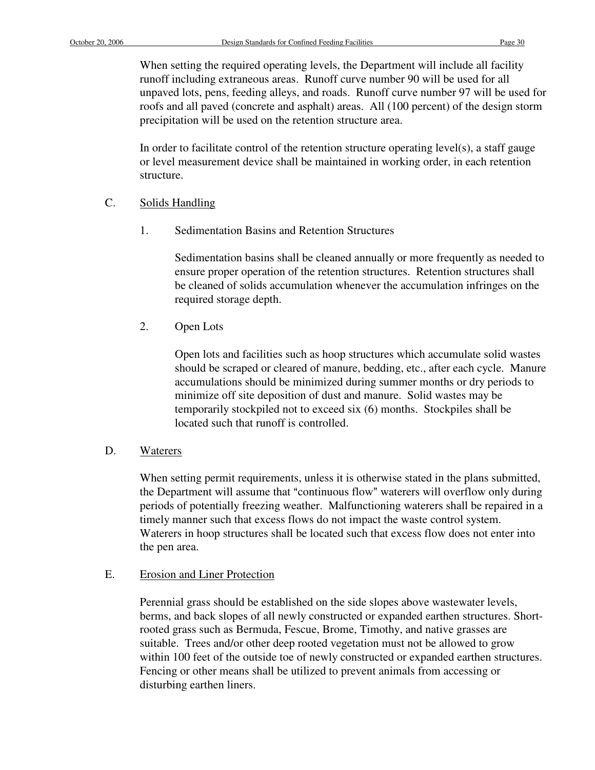When setting the required operating levels, the Department will include all facility runoff including extraneous areas. Runoff curve number 90 will be used for all unpaved lots, pens, feeding alleys, and roads. Runoff curve number 97 will be used for roofs and all paved (concrete and asphalt) areas. All (100 percent) of the design storm precipitation will be used on the retention structure area.

In order to facilitate control of the retention structure operating level(s), a staff gauge or level measurement device shall be maintained in working order, in each retention structure.

C. <u>Solids Handling</u>

1. Sedimentation Basins and Retention Structures

   Sedimentation basins shall be cleaned annually or more frequently as needed to ensure proper operation of the retention structures. Retention structures shall be cleaned of solids accumulation whenever the accumulation infringes on the required storage depth.

2. Open Lots

   Open lots and facilities such as hoop structures which accumulate solid wastes should be scraped or cleared of manure, bedding, etc., after each cycle. Manure accumulations should be minimized during summer months or dry periods to minimize off site deposition of dust and manure. Solid wastes may be temporarily stockpiled not to exceed six (6) months. Stockpiles shall be located such that runoff is controlled.

D. <u>Waterers</u>

When setting permit requirements, unless it is otherwise stated in the plans submitted, the Department will assume that "continuous flow" waterers will overflow only during periods of potentially freezing weather. Malfunctioning waterers shall be repaired in a timely manner such that excess flows do not impact the waste control system. Waterers in hoop structures shall be located such that excess flow does not enter into the pen area.

E. <u>Erosion and Liner Protection</u>

Perennial grass should be established on the side slopes above wastewater levels, berms, and back slopes of all newly constructed or expanded earthen structures. Short-rooted grass such as Bermuda, Fescue, Brome, Timothy, and native grasses are suitable. Trees and/or other deep rooted vegetation must not be allowed to grow within 100 feet of the outside toe of newly constructed or expanded earthen structures. Fencing or other means shall be utilized to prevent animals from accessing or disturbing earthen liners.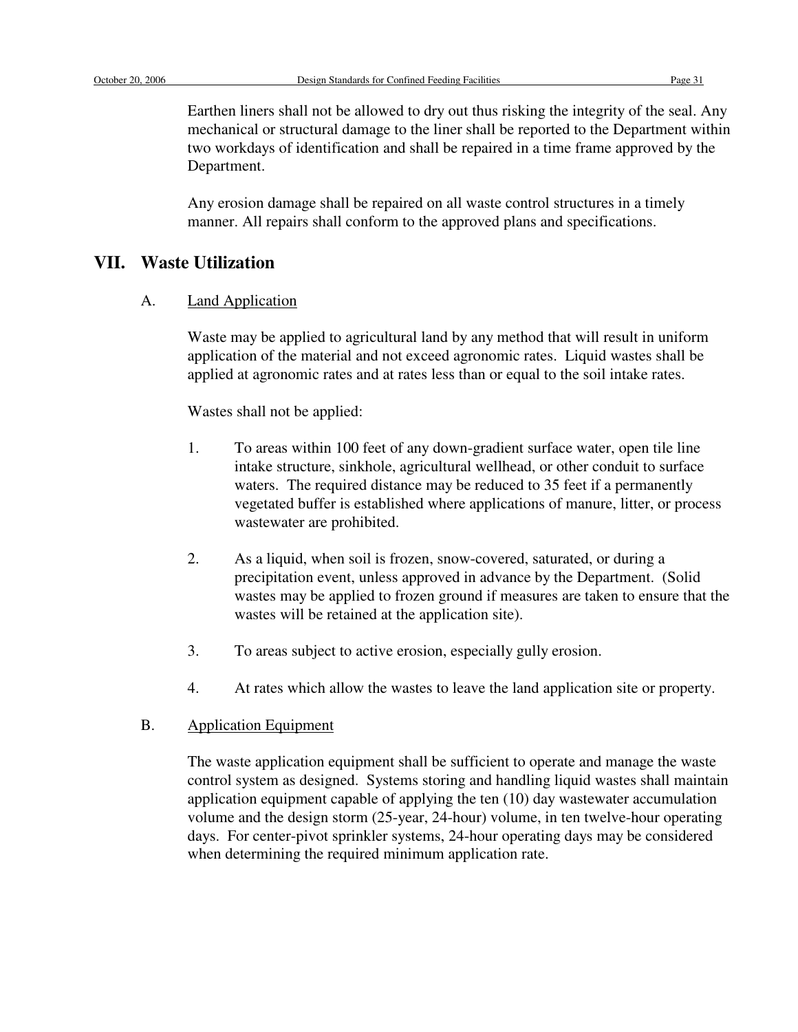Earthen liners shall not be allowed to dry out thus risking the integrity of the seal. Any mechanical or structural damage to the liner shall be reported to the Department within two workdays of identification and shall be repaired in a time frame approved by the Department.

Any erosion damage shall be repaired on all waste control structures in a timely manner. All repairs shall conform to the approved plans and specifications.

## VII. Waste Utilization

### A. Land Application

Waste may be applied to agricultural land by any method that will result in uniform application of the material and not exceed agronomic rates. Liquid wastes shall be applied at agronomic rates and at rates less than or equal to the soil intake rates.

Wastes shall not be applied:

1. To areas within 100 feet of any down-gradient surface water, open tile line intake structure, sinkhole, agricultural wellhead, or other conduit to surface waters. The required distance may be reduced to 35 feet if a permanently vegetated buffer is established where applications of manure, litter, or process wastewater are prohibited.

2. As a liquid, when soil is frozen, snow-covered, saturated, or during a precipitation event, unless approved in advance by the Department. (Solid wastes may be applied to frozen ground if measures are taken to ensure that the wastes will be retained at the application site).

3. To areas subject to active erosion, especially gully erosion.

4. At rates which allow the wastes to leave the land application site or property.

### B. Application Equipment

The waste application equipment shall be sufficient to operate and manage the waste control system as designed. Systems storing and handling liquid wastes shall maintain application equipment capable of applying the ten (10) day wastewater accumulation volume and the design storm (25-year, 24-hour) volume, in ten twelve-hour operating days. For center-pivot sprinkler systems, 24-hour operating days may be considered when determining the required minimum application rate.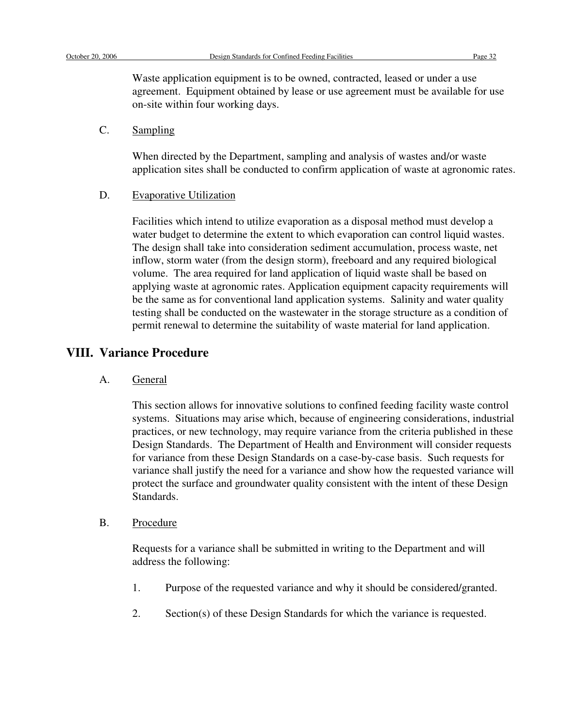Waste application equipment is to be owned, contracted, leased or under a use agreement. Equipment obtained by lease or use agreement must be available for use on-site within four working days.

C. Sampling

When directed by the Department, sampling and analysis of wastes and/or waste application sites shall be conducted to confirm application of waste at agronomic rates.

D. Evaporative Utilization

Facilities which intend to utilize evaporation as a disposal method must develop a water budget to determine the extent to which evaporation can control liquid wastes. The design shall take into consideration sediment accumulation, process waste, net inflow, storm water (from the design storm), freeboard and any required biological volume. The area required for land application of liquid waste shall be based on applying waste at agronomic rates. Application equipment capacity requirements will be the same as for conventional land application systems. Salinity and water quality testing shall be conducted on the wastewater in the storage structure as a condition of permit renewal to determine the suitability of waste material for land application.

## VIII. Variance Procedure

A. General

This section allows for innovative solutions to confined feeding facility waste control systems. Situations may arise which, because of engineering considerations, industrial practices, or new technology, may require variance from the criteria published in these Design Standards. The Department of Health and Environment will consider requests for variance from these Design Standards on a case-by-case basis. Such requests for variance shall justify the need for a variance and show how the requested variance will protect the surface and groundwater quality consistent with the intent of these Design Standards.

B. Procedure

Requests for a variance shall be submitted in writing to the Department and will address the following:

1. Purpose of the requested variance and why it should be considered/granted.

2. Section(s) of these Design Standards for which the variance is requested.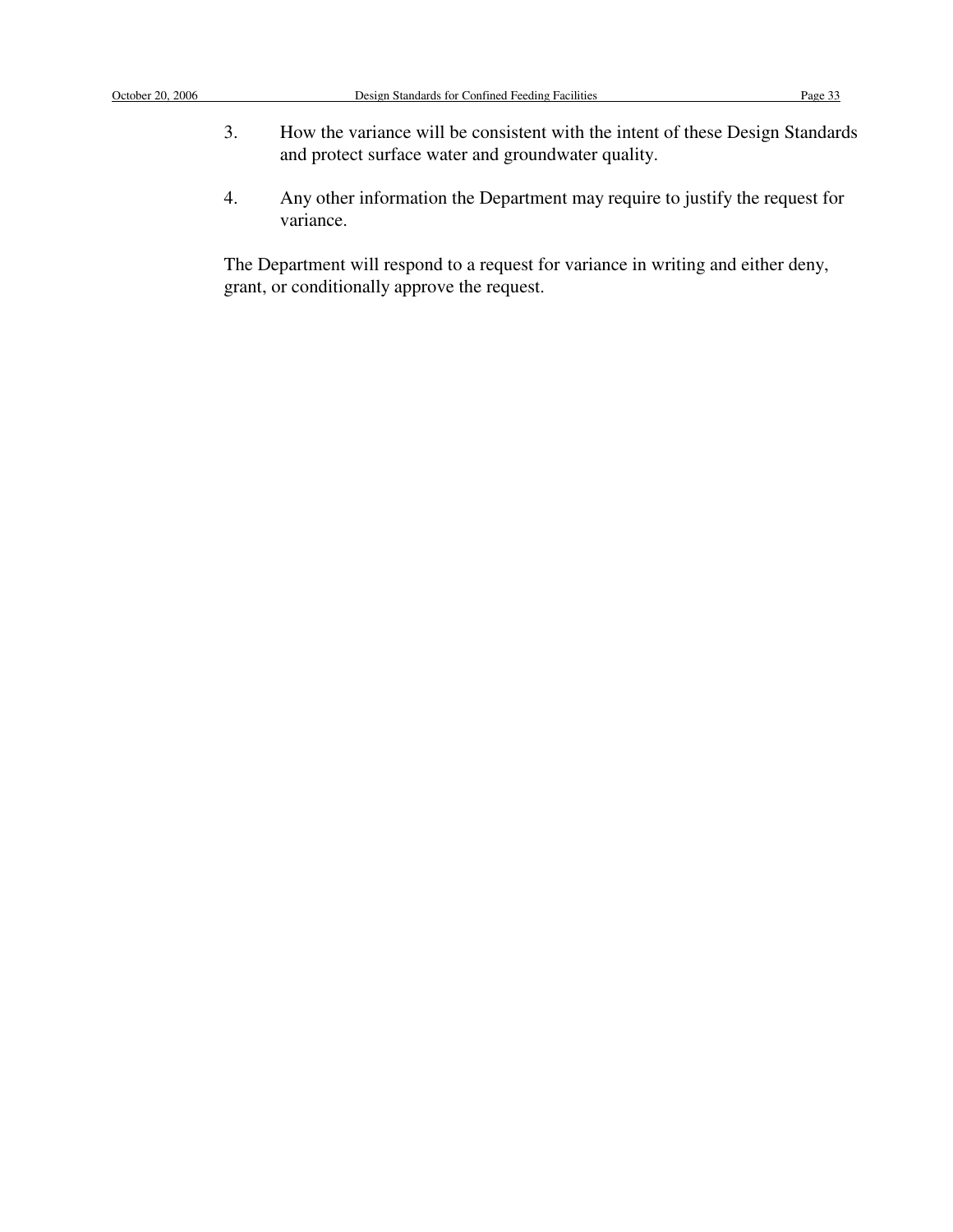3. How the variance will be consistent with the intent of these Design Standards and protect surface water and groundwater quality.

4. Any other information the Department may require to justify the request for variance.

The Department will respond to a request for variance in writing and either deny, grant, or conditionally approve the request.